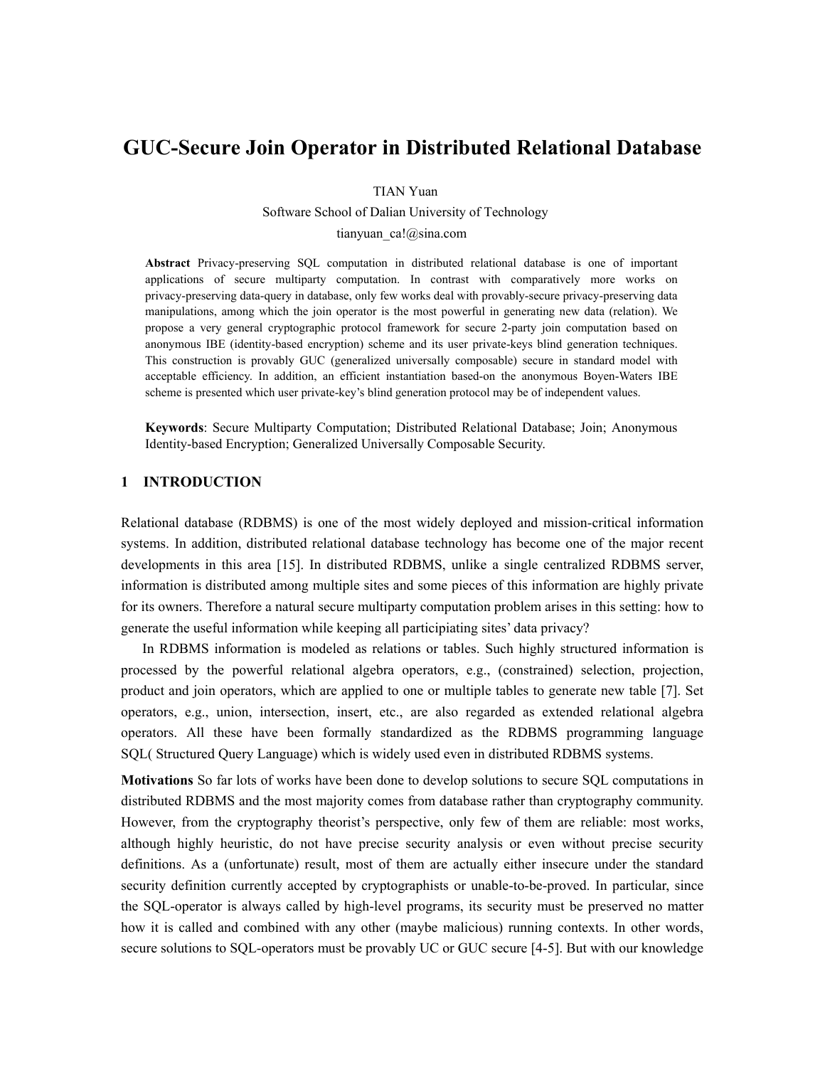# GUC-Secure Join Operator in Distributed Relational Database

TIAN Yuan

Software School of Dalian University of Technology

tianyuan_ca!@sina.com

**Abstract** Privacy-preserving SQL computation in distributed relational database is one of important applications of secure multiparty computation. In contrast with comparatively more works on privacy-preserving data-query in database, only few works deal with provably-secure privacy-preserving data manipulations, among which the join operator is the most powerful in generating new data (relation). We propose a very general cryptographic protocol framework for secure 2-party join computation based on anonymous IBE (identity-based encryption) scheme and its user private-keys blind generation techniques. This construction is provably GUC (generalized universally composable) secure in standard model with acceptable efficiency. In addition, an efficient instantiation based-on the anonymous Boyen-Waters IBE scheme is presented which user private-key's blind generation protocol may be of independent values.

**Keywords**: Secure Multiparty Computation; Distributed Relational Database; Join; Anonymous Identity-based Encryption; Generalized Universally Composable Security.

## 1 INTRODUCTION

Relational database (RDBMS) is one of the most widely deployed and mission-critical information systems. In addition, distributed relational database technology has become one of the major recent developments in this area [15]. In distributed RDBMS, unlike a single centralized RDBMS server, information is distributed among multiple sites and some pieces of this information are highly private for its owners. Therefore a natural secure multiparty computation problem arises in this setting: how to generate the useful information while keeping all participiating sites' data privacy?

In RDBMS information is modeled as relations or tables. Such highly structured information is processed by the powerful relational algebra operators, e.g., (constrained) selection, projection, product and join operators, which are applied to one or multiple tables to generate new table [7]. Set operators, e.g., union, intersection, insert, etc., are also regarded as extended relational algebra operators. All these have been formally standardized as the RDBMS programming language SQL( Structured Query Language) which is widely used even in distributed RDBMS systems.

**Motivations** So far lots of works have been done to develop solutions to secure SQL computations in distributed RDBMS and the most majority comes from database rather than cryptography community. However, from the cryptography theorist's perspective, only few of them are reliable: most works, although highly heuristic, do not have precise security analysis or even without precise security definitions. As a (unfortunate) result, most of them are actually either insecure under the standard security definition currently accepted by cryptographists or unable-to-be-proved. In particular, since the SQL-operator is always called by high-level programs, its security must be preserved no matter how it is called and combined with any other (maybe malicious) running contexts. In other words, secure solutions to SQL-operators must be provably UC or GUC secure [4-5]. But with our knowledge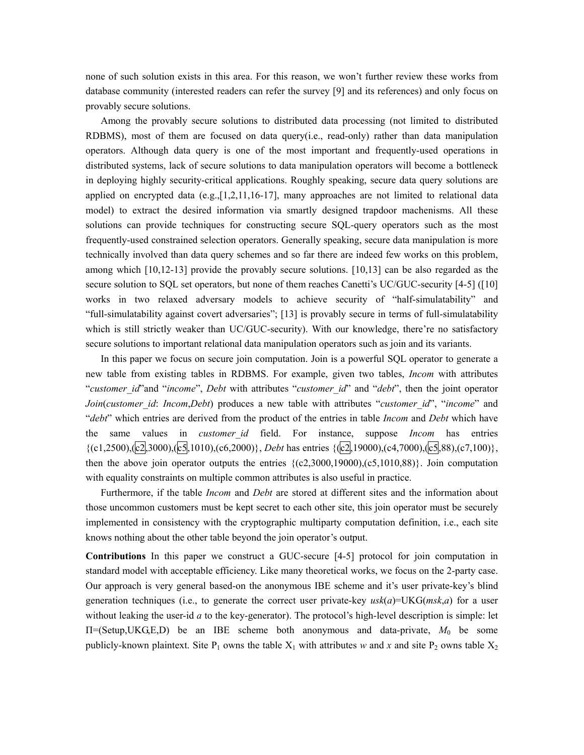none of such solution exists in this area. For this reason, we won't further review these works from database community (interested readers can refer the survey [9] and its references) and only focus on provably secure solutions.

Among the provably secure solutions to distributed data processing (not limited to distributed RDBMS), most of them are focused on data query(i.e., read-only) rather than data manipulation operators. Although data query is one of the most important and frequently-used operations in distributed systems, lack of secure solutions to data manipulation operators will become a bottleneck in deploying highly security-critical applications. Roughly speaking, secure data query solutions are applied on encrypted data (e.g.,[1,2,11,16-17], many approaches are not limited to relational data model) to extract the desired information via smartly designed trapdoor machenisms. All these solutions can provide techniques for constructing secure SQL-query operators such as the most frequently-used constrained selection operators. Generally speaking, secure data manipulation is more technically involved than data query schemes and so far there are indeed few works on this problem, among which [10,12-13] provide the provably secure solutions. [10,13] can be also regarded as the secure solution to SQL set operators, but none of them reaches Canetti's UC/GUC-security [4-5] ([10] works in two relaxed adversary models to achieve security of "half-simulatability" and "full-simulatability against covert adversaries"; [13] is provably secure in terms of full-simulatability which is still strictly weaker than UC/GUC-security). With our knowledge, there're no satisfactory secure solutions to important relational data manipulation operators such as join and its variants.

In this paper we focus on secure join computation. Join is a powerful SQL operator to generate a new table from existing tables in RDBMS. For example, given two tables, *Incom* with attributes "*customer_id*"and "*income*", *Debt* with attributes "*customer_id*" and "*debt*", then the joint operator *Join*(*customer_id*: *Incom*,*Debt*) produces a new table with attributes "*customer_id*", "*income*" and "*debt*" which entries are derived from the product of the entries in table *Incom* and *Debt* which have the same values in *customer_id* field. For instance, suppose *Incom* has entries {(c1,2500),(c2,3000),(c5,1010),(c6,2000)}, *Debt* has entries {(c2,19000),(c4,7000),(c5,88),(c7,100)}, then the above join operator outputs the entries {(c2,3000,19000),(c5,1010,88)}. Join computation with equality constraints on multiple common attributes is also useful in practice.

Furthermore, if the table *Incom* and *Debt* are stored at different sites and the information about those uncommon customers must be kept secret to each other site, this join operator must be securely implemented in consistency with the cryptographic multiparty computation definition, i.e., each site knows nothing about the other table beyond the join operator's output.

**Contributions** In this paper we construct a GUC-secure [4-5] protocol for join computation in standard model with acceptable efficiency. Like many theoretical works, we focus on the 2-party case. Our approach is very general based-on the anonymous IBE scheme and it's user private-key's blind generation techniques (i.e., to generate the correct user private-key *usk*(*a*)=UKG(*msk*,*a*) for a user without leaking the user-id *a* to the key-generator). The protocol's high-level description is simple: let Π=(Setup,UKG,E,D) be an IBE scheme both anonymous and data-private, $M_0$ be some publicly-known plaintext. Site $P_1$ owns the table $X_1$ with attributes *w* and *x* and site $P_2$ owns table $X_2$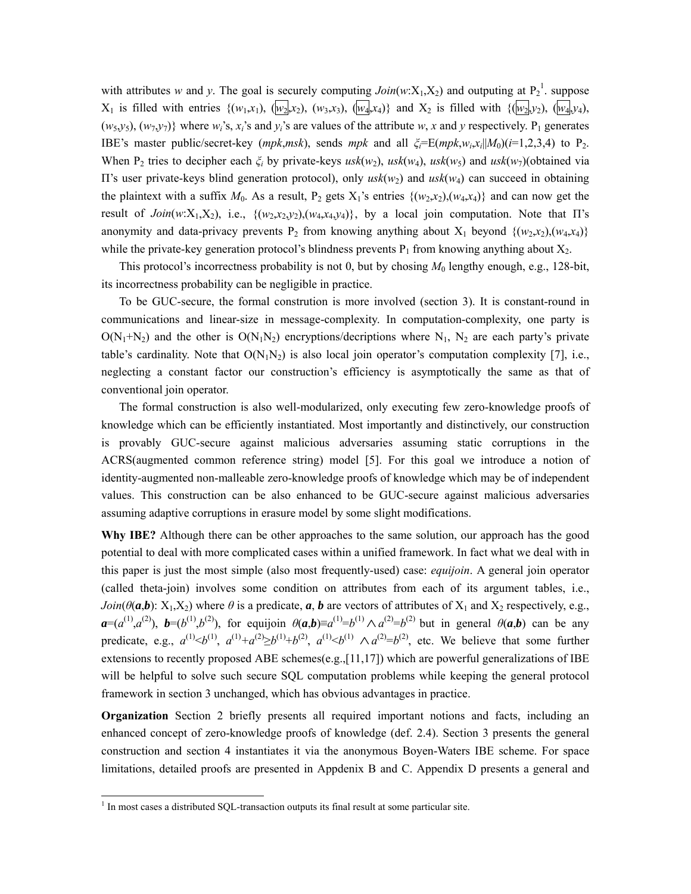with attributes $w$ and $y$. The goal is securely computing $Join(w{:}X_1,X_2)$ and outputing at $P_2$[1]. suppose $X_1$ is filled with entries $\{(w_1,x_1), (\boxed{w_2},x_2), (w_3,x_3), (\boxed{w_4},x_4)\}$ and $X_2$ is filled with $\{(\boxed{w_2},y_2), (\boxed{w_4},y_4), (w_5,y_5), (w_7,y_7)\}$ where $w_i$'s, $x_i$'s and $y_i$'s are values of the attribute $w$, $x$ and $y$ respectively. $P_1$ generates IBE's master public/secret-key ($mpk$,$msk$), sends $mpk$ and all $\xi_i$=E($mpk$,$w_i$,$x_i||M_0$)($i$=1,2,3,4) to $P_2$. When $P_2$ tries to decipher each $\xi_i$ by private-keys $usk(w_2)$, $usk(w_4)$, $usk(w_5)$ and $usk(w_7)$(obtained via Π's user private-keys blind generation protocol), only $usk(w_2)$ and $usk(w_4)$ can succeed in obtaining the plaintext with a suffix $M_0$. As a result, $P_2$ gets $X_1$'s entries $\{(w_2,x_2),(w_4,x_4)\}$ and can now get the result of $Join(w{:}X_1,X_2)$, i.e., $\{(w_2,x_2,y_2),(w_4,x_4,y_4)\}$, by a local join computation. Note that Π's anonymity and data-privacy prevents $P_2$ from knowing anything about $X_1$ beyond $\{(w_2,x_2),(w_4,x_4)\}$ while the private-key generation protocol's blindness prevents $P_1$ from knowing anything about $X_2$.

This protocol's incorrectness probability is not 0, but by chosing $M_0$ lengthy enough, e.g., 128-bit, its incorrectness probability can be negligible in practice.

To be GUC-secure, the formal constrution is more involved (section 3). It is constant-round in communications and linear-size in message-complexity. In computation-complexity, one party is $O(N_1+N_2)$ and the other is $O(N_1N_2)$ encryptions/decriptions where $N_1$, $N_2$ are each party's private table's cardinality. Note that $O(N_1N_2)$ is also local join operator's computation complexity [7], i.e., neglecting a constant factor our construction's efficiency is asymptotically the same as that of conventional join operator.

The formal construction is also well-modularized, only executing few zero-knowledge proofs of knowledge which can be efficiently instantiated. Most importantly and distinctively, our construction is provably GUC-secure against malicious adversaries assuming static corruptions in the ACRS(augmented common reference string) model [5]. For this goal we introduce a notion of identity-augmented non-malleable zero-knowledge proofs of knowledge which may be of independent values. This construction can be also enhanced to be GUC-secure against malicious adversaries assuming adaptive corruptions in erasure model by some slight modifications.

**Why IBE?** Although there can be other approaches to the same solution, our approach has the good potential to deal with more complicated cases within a unified framework. In fact what we deal with in this paper is just the most simple (also most frequently-used) case: *equijoin*. A general join operator (called theta-join) involves some condition on attributes from each of its argument tables, i.e., $Join(\theta(\boldsymbol{a},\boldsymbol{b}){:}\ X_1,X_2)$ where $\theta$ is a predicate, $\boldsymbol{a}$, $\boldsymbol{b}$ are vectors of attributes of $X_1$ and $X_2$ respectively, e.g., $\boldsymbol{a}=(a^{(1)},a^{(2)})$, $\boldsymbol{b}=(b^{(1)},b^{(2)})$, for equijoin $\theta(\boldsymbol{a},\boldsymbol{b})\equiv a^{(1)}=b^{(1)} \wedge a^{(2)}=b^{(2)}$ but in general $\theta(\boldsymbol{a},\boldsymbol{b})$ can be any predicate, e.g., $a^{(1)}<b^{(1)}$, $a^{(1)}+a^{(2)}\geq b^{(1)}+b^{(2)}$, $a^{(1)}<b^{(1)} \wedge a^{(2)}=b^{(2)}$, etc. We believe that some further extensions to recently proposed ABE schemes(e.g.,[11,17]) which are powerful generalizations of IBE will be helpful to solve such secure SQL computation problems while keeping the general protocol framework in section 3 unchanged, which has obvious advantages in practice.

**Organization** Section 2 briefly presents all required important notions and facts, including an enhanced concept of zero-knowledge proofs of knowledge (def. 2.4). Section 3 presents the general construction and section 4 instantiates it via the anonymous Boyen-Waters IBE scheme. For space limitations, detailed proofs are presented in Appdenix B and C. Appendix D presents a general and

[1] In most cases a distributed SQL-transaction outputs its final result at some particular site.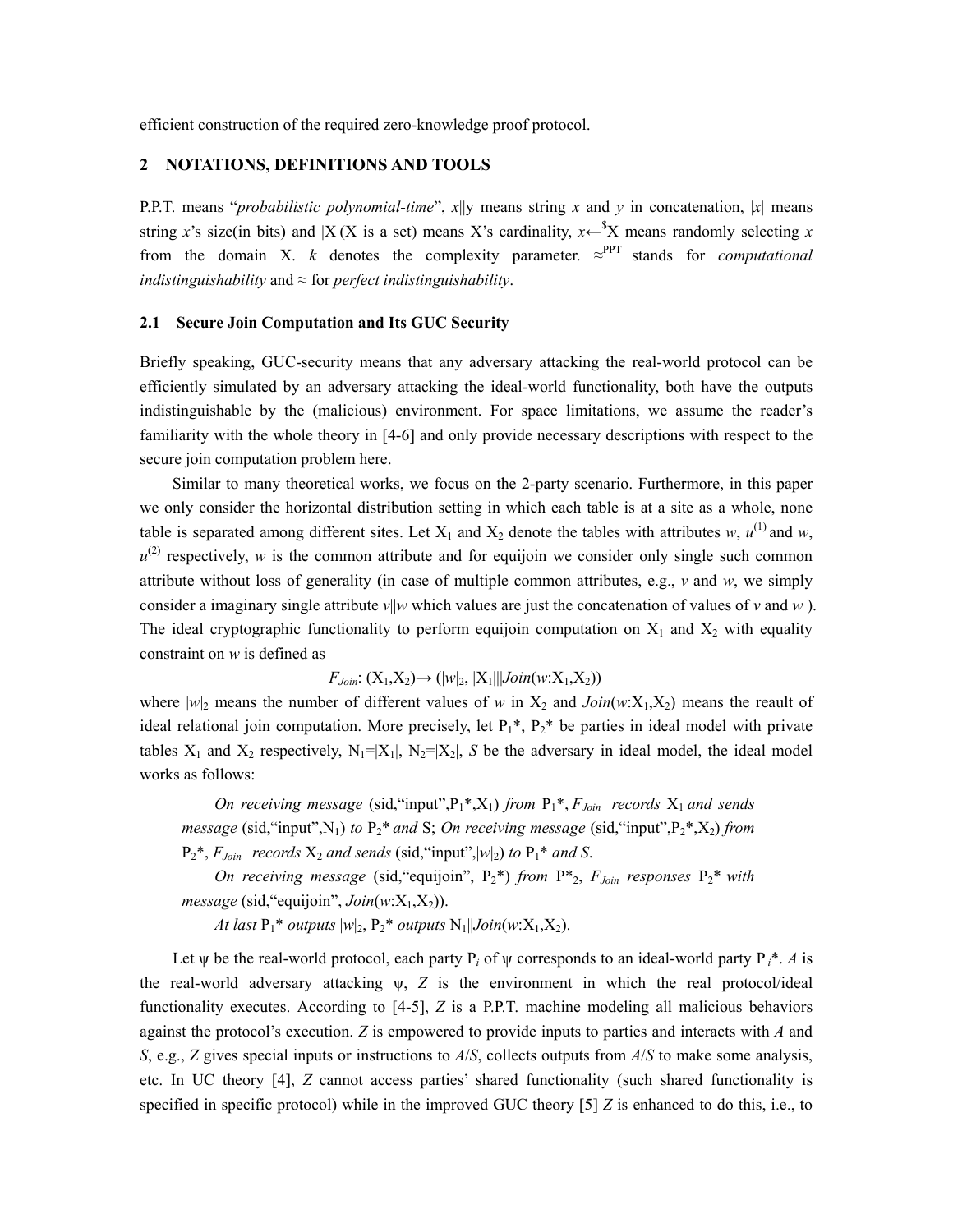efficient construction of the required zero-knowledge proof protocol.

## 2 NOTATIONS, DEFINITIONS AND TOOLS

P.P.T. means "*probabilistic polynomial-time*", $x||y$ means string $x$ and $y$ in concatenation, $|x|$ means string $x$'s size(in bits) and $|X|$(X is a set) means X's cardinality, $x \xleftarrow{\$} X$ means randomly selecting $x$ from the domain X. $k$ denotes the complexity parameter. $\approx^{PPT}$ stands for *computational indistinguishability* and $\approx$ for *perfect indistinguishability*.

### 2.1 Secure Join Computation and Its GUC Security

Briefly speaking, GUC-security means that any adversary attacking the real-world protocol can be efficiently simulated by an adversary attacking the ideal-world functionality, both have the outputs indistinguishable by the (malicious) environment. For space limitations, we assume the reader's familiarity with the whole theory in [4-6] and only provide necessary descriptions with respect to the secure join computation problem here.

Similar to many theoretical works, we focus on the 2-party scenario. Furthermore, in this paper we only consider the horizontal distribution setting in which each table is at a site as a whole, none table is separated among different sites. Let $X_1$ and $X_2$ denote the tables with attributes $w$, $u^{(1)}$ and $w$, $u^{(2)}$ respectively, $w$ is the common attribute and for equijoin we consider only single such common attribute without loss of generality (in case of multiple common attributes, e.g., $v$ and $w$, we simply consider a imaginary single attribute $v||w$ which values are just the concatenation of values of $v$ and $w$ ). The ideal cryptographic functionality to perform equijoin computation on $X_1$ and $X_2$ with equality constraint on $w$ is defined as

$$F_{Join}: (X_1,X_2) \rightarrow (|w|_2, |X_1|||Join(w{:}X_1,X_2))$$

where $|w|_2$ means the number of different values of $w$ in $X_2$ and $Join(w{:}X_1,X_2)$ means the reault of ideal relational join computation. More precisely, let $P_1^*$, $P_2^*$ be parties in ideal model with private tables $X_1$ and $X_2$ respectively, $N_1=|X_1|$, $N_2=|X_2|$, $S$ be the adversary in ideal model, the ideal model works as follows:

> *On receiving message* (sid,"input",$P_1^*$,$X_1$) *from* $P_1^*$, $F_{Join}$ *records* $X_1$ *and sends message* (sid,"input",$N_1$) *to* $P_2^*$ *and* S; *On receiving message* (sid,"input",$P_2^*$,$X_2$) *from* $P_2^*$, $F_{Join}$ *records* $X_2$ *and sends* (sid,"input",$|w|_2$) *to* $P_1^*$ *and S.*
>
> *On receiving message* (sid,"equijoin", $P_2^*$) *from* $P^*_2$, $F_{Join}$ *responses* $P_2^*$ *with message* (sid,"equijoin", $Join(w{:}X_1,X_2)$).
>
> *At last* $P_1^*$ *outputs* $|w|_2$, $P_2^*$ *outputs* $N_1||Join(w{:}X_1,X_2)$.

Let $\psi$ be the real-world protocol, each party $P_i$ of $\psi$ corresponds to an ideal-world party $P_i^*$. $A$ is the real-world adversary attacking $\psi$, $Z$ is the environment in which the real protocol/ideal functionality executes. According to [4-5], $Z$ is a P.P.T. machine modeling all malicious behaviors against the protocol's execution. $Z$ is empowered to provide inputs to parties and interacts with $A$ and $S$, e.g., $Z$ gives special inputs or instructions to $A/S$, collects outputs from $A/S$ to make some analysis, etc. In UC theory [4], $Z$ cannot access parties' shared functionality (such shared functionality is specified in specific protocol) while in the improved GUC theory [5] $Z$ is enhanced to do this, i.e., to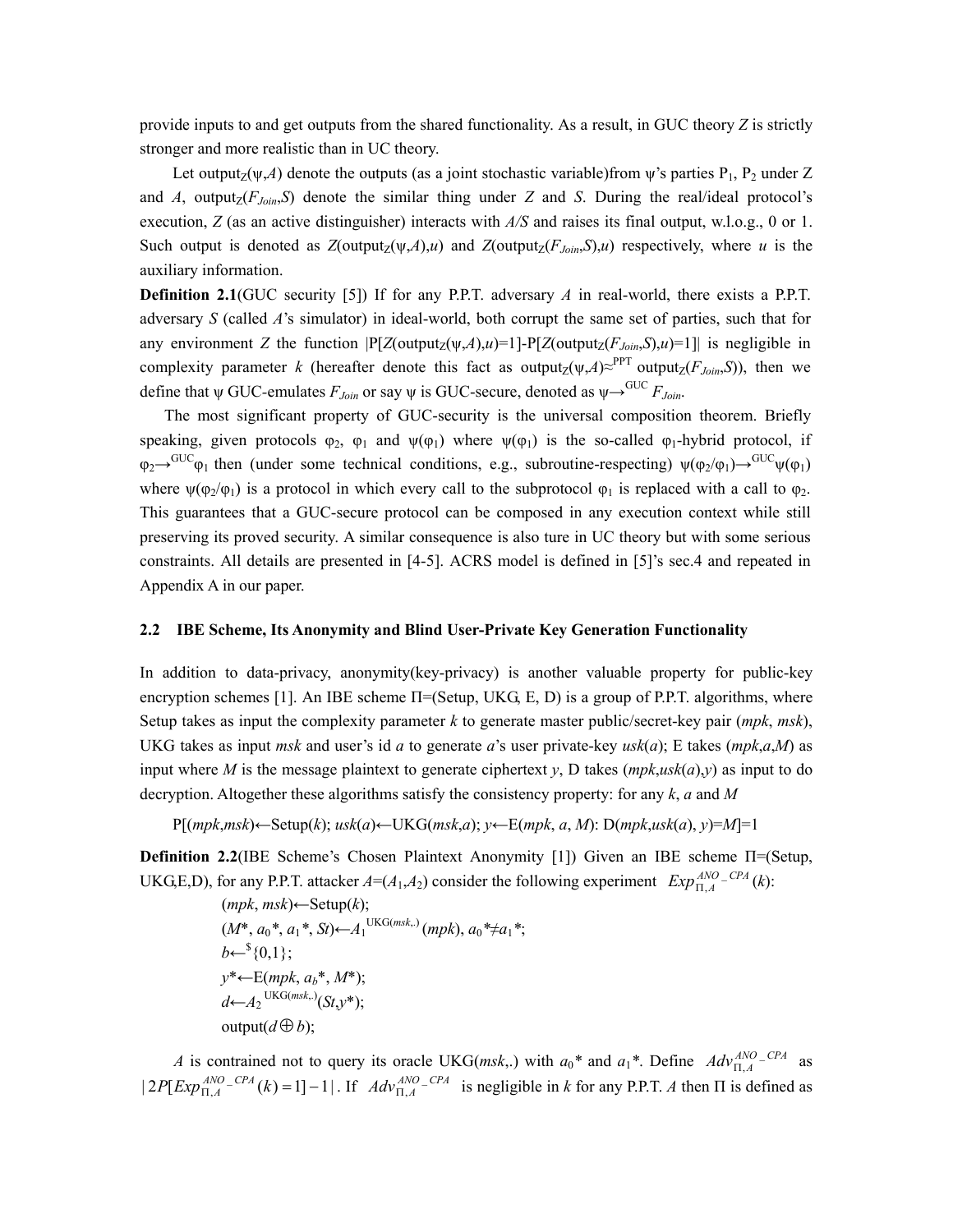provide inputs to and get outputs from the shared functionality. As a result, in GUC theory $Z$ is strictly stronger and more realistic than in UC theory.

Let output$_Z(\psi,A)$ denote the outputs (as a joint stochastic variable)from ψ's parties $P_1$, $P_2$ under Z and $A$, output$_Z(F_{Join},S)$ denote the similar thing under $Z$ and $S$. During the real/ideal protocol's execution, $Z$ (as an active distinguisher) interacts with $A/S$ and raises its final output, w.l.o.g., 0 or 1. Such output is denoted as $Z$(output$_Z(\psi,A),u)$ and $Z$(output$_Z(F_{Join},S),u)$ respectively, where $u$ is the auxiliary information.

**Definition 2.1**(GUC security [5]) If for any P.P.T. adversary $A$ in real-world, there exists a P.P.T. adversary $S$ (called $A$'s simulator) in ideal-world, both corrupt the same set of parties, such that for any environment $Z$ the function |P[$Z$(output$_Z(\psi,A),u)=1$]-P[$Z$(output$_Z(F_{Join},S),u)=1$]| is negligible in complexity parameter $k$ (hereafter denote this fact as output$_Z(\psi,A)\approx^{PPT}$ output$_Z(F_{Join},S)$), then we define that ψ GUC-emulates $F_{Join}$ or say ψ is GUC-secure, denoted as $\psi\rightarrow^{GUC} F_{Join}$.

The most significant property of GUC-security is the universal composition theorem. Briefly speaking, given protocols $\varphi_2$, $\varphi_1$ and $\psi(\varphi_1)$ where $\psi(\varphi_1)$ is the so-called $\varphi_1$-hybrid protocol, if $\varphi_2\rightarrow^{GUC}\varphi_1$ then (under some technical conditions, e.g., subroutine-respecting) $\psi(\varphi_2/\varphi_1)\rightarrow^{GUC}\psi(\varphi_1)$ where $\psi(\varphi_2/\varphi_1)$ is a protocol in which every call to the subprotocol $\varphi_1$ is replaced with a call to $\varphi_2$. This guarantees that a GUC-secure protocol can be composed in any execution context while still preserving its proved security. A similar consequence is also ture in UC theory but with some serious constraints. All details are presented in [4-5]. ACRS model is defined in [5]'s sec.4 and repeated in Appendix A in our paper.

### 2.2 IBE Scheme, Its Anonymity and Blind User-Private Key Generation Functionality

In addition to data-privacy, anonymity(key-privacy) is another valuable property for public-key encryption schemes [1]. An IBE scheme Π=(Setup, UKG, E, D) is a group of P.P.T. algorithms, where Setup takes as input the complexity parameter $k$ to generate master public/secret-key pair ($mpk$, $msk$), UKG takes as input $msk$ and user's id $a$ to generate $a$'s user private-key $usk(a)$; E takes ($mpk$,$a$,$M$) as input where $M$ is the message plaintext to generate ciphertext $y$, D takes ($mpk$,$usk(a)$,$y$) as input to do decryption. Altogether these algorithms satisfy the consistency property: for any $k$, $a$ and $M$

$$P[(mpk,msk)\leftarrow\text{Setup}(k);\ usk(a)\leftarrow\text{UKG}(msk,a);\ y\leftarrow\text{E}(mpk,a,M):\ \text{D}(mpk,usk(a),y)=M]=1$$

**Definition 2.2**(IBE Scheme's Chosen Plaintext Anonymity [1]) Given an IBE scheme Π=(Setup, UKG,E,D), for any P.P.T. attacker $A$=($A_1$,$A_2$) consider the following experiment $Exp_{\Pi,A}^{ANO\_CPA}(k)$:

$(mpk, msk)\leftarrow\text{Setup}(k)$;
$(M^*, a_0^*, a_1^*, St)\leftarrow A_1^{\text{UKG}(msk,.)}(mpk)$, $a_0^*\neq a_1^*$;
$b\leftarrow^{\$}\{0,1\}$;
$y^*\leftarrow\text{E}(mpk, a_b^*, M^*)$;
$d\leftarrow A_2^{\text{UKG}(msk,.)}(St,y^*)$;
output($d\oplus b$);

$A$ is contrained not to query its oracle UKG($msk$,.) with $a_0^*$ and $a_1^*$. Define $Adv_{\Pi,A}^{ANO\_CPA}$ as $|2P[Exp_{\Pi,A}^{ANO\_CPA}(k)=1]-1|$. If $Adv_{\Pi,A}^{ANO\_CPA}$ is negligible in $k$ for any P.P.T. $A$ then Π is defined as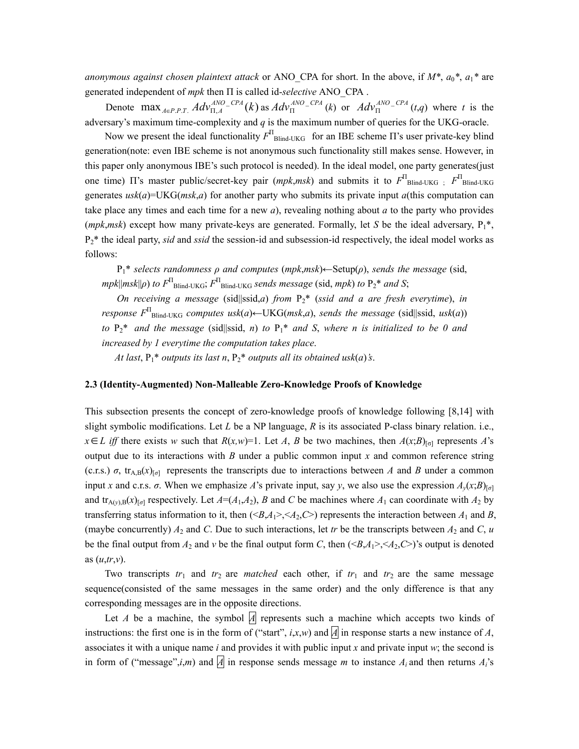*anonymous against chosen plaintext attack* or ANO_CPA for short. In the above, if $M^*$, $a_0^*$, $a_1^*$ are generated independent of *mpk* then Π is called id-*selective* ANO_CPA .

Denote $\max_{A \in P.P.T.} Adv_{\Pi,A}^{ANO\_CPA}(k)$ as $Adv_{\Pi}^{ANO\_CPA}(k)$ or $Adv_{\Pi}^{ANO\_CPA}(t,q)$ where $t$ is the adversary's maximum time-complexity and $q$ is the maximum number of queries for the UKG-oracle.

Now we present the ideal functionality $F^{\Pi}_{\text{Blind-UKG}}$ for an IBE scheme Π's user private-key blind generation(note: even IBE scheme is not anonymous such functionality still makes sense. However, in this paper only anonymous IBE's such protocol is needed). In the ideal model, one party generates(just one time) Π's master public/secret-key pair (*mpk*,*msk*) and submits it to $F^{\Pi}_{\text{Blind-UKG}}$ ; $F^{\Pi}_{\text{Blind-UKG}}$ generates *usk*(*a*)=UKG(*msk*,*a*) for another party who submits its private input *a*(this computation can take place any times and each time for a new *a*), revealing nothing about *a* to the party who provides (*mpk*,*msk*) except how many private-keys are generated. Formally, let *S* be the ideal adversary, $P_1^*$, $P_2^*$ the ideal party, *sid* and *ssid* the session-id and subsession-id respectively, the ideal model works as follows:

$P_1^*$ *selects randomness ρ and computes* (*mpk*,*msk*)←Setup(*ρ*), *sends the message* (sid, *mpk*||*msk*||*ρ*) *to* $F^{\Pi}_{\text{Blind-UKG}}$; $F^{\Pi}_{\text{Blind-UKG}}$ *sends message* (sid, *mpk*) *to* $P_2^*$ *and S*;

*On receiving a message* (sid||ssid,*a*) *from* $P_2^*$ (*ssid and a are fresh everytime*), *in response* $F^{\Pi}_{\text{Blind-UKG}}$ *computes usk*(*a*)←UKG(*msk*,*a*), *sends the message* (sid||ssid, *usk*(*a*)) *to* $P_2^*$ *and the message* (sid||ssid, *n*) *to* $P_1^*$ *and S*, *where n is initialized to be 0 and increased by 1 everytime the computation takes place*.

*At last*, $P_1^*$ *outputs its last n*, $P_2^*$ *outputs all its obtained usk*(*a*)*'s*.

### 2.3 (Identity-Augmented) Non-Malleable Zero-Knowledge Proofs of Knowledge

This subsection presents the concept of zero-knowledge proofs of knowledge following [8,14] with slight symbolic modifications. Let *L* be a NP language, *R* is its associated P-class binary relation. i.e., $x \in L$ *iff* there exists *w* such that $R(x,w)=1$. Let *A*, *B* be two machines, then $A(x;B)_{[\sigma]}$ represents *A*'s output due to its interactions with *B* under a public common input *x* and common reference string (c.r.s.) *σ*, $\text{tr}_{A,B}(x)_{[\sigma]}$ represents the transcripts due to interactions between *A* and *B* under a common input *x* and c.r.s. *σ*. When we emphasize *A*'s private input, say *y*, we also use the expression $A_y(x;B)_{[\sigma]}$ and $\text{tr}_{A(y),B}(x)_{[\sigma]}$ respectively. Let $A=(A_1,A_2)$, *B* and *C* be machines where $A_1$ can coordinate with $A_2$ by transferring status information to it, then $(<B,A_1>,<A_2,C>)$ represents the interaction between $A_1$ and *B*, (maybe concurrently) $A_2$ and *C*. Due to such interactions, let *tr* be the transcripts between $A_2$ and *C*, *u* be the final output from $A_2$ and *v* be the final output form *C*, then $(<B,A_1>,<A_2,C>)$'s output is denoted as $(u,tr,v)$.

Two transcripts $tr_1$ and $tr_2$ are *matched* each other, if $tr_1$ and $tr_2$ are the same message sequence(consisted of the same messages in the same order) and the only difference is that any corresponding messages are in the opposite directions.

Let *A* be a machine, the symbol $\boxed{A}$ represents such a machine which accepts two kinds of instructions: the first one is in the form of ("start", *i*,*x*,*w*) and $\boxed{A}$ in response starts a new instance of *A*, associates it with a unique name *i* and provides it with public input *x* and private input *w*; the second is in form of ("message",*i*,*m*) and $\boxed{A}$ in response sends message *m* to instance $A_i$ and then returns $A_i$'s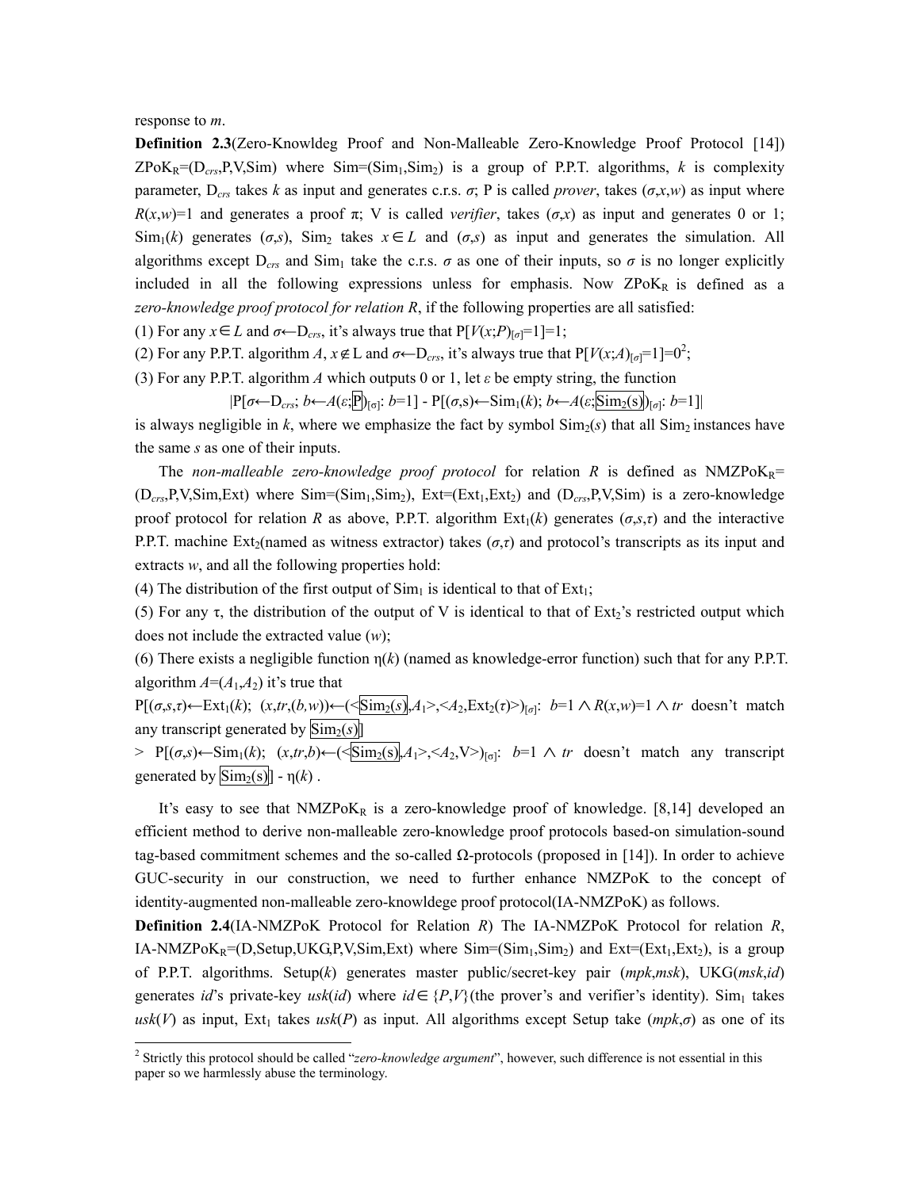response to $m$.

**Definition 2.3**(Zero-Knowldeg Proof and Non-Malleable Zero-Knowledge Proof Protocol [14]) $\text{ZPoK}_R=(D_{crs},P,V,\text{Sim})$ where $\text{Sim}=(\text{Sim}_1,\text{Sim}_2)$ is a group of P.P.T. algorithms, $k$ is complexity parameter, $D_{crs}$ takes $k$ as input and generates c.r.s. $\sigma$; P is called *prover*, takes $(\sigma,x,w)$ as input where $R(x,w)=1$ and generates a proof $\pi$; V is called *verifier*, takes $(\sigma,x)$ as input and generates 0 or 1; $\text{Sim}_1(k)$ generates $(\sigma,s)$, $\text{Sim}_2$ takes $x\in L$ and $(\sigma,s)$ as input and generates the simulation. All algorithms except $D_{crs}$ and $\text{Sim}_1$ take the c.r.s. $\sigma$ as one of their inputs, so $\sigma$ is no longer explicitly included in all the following expressions unless for emphasis. Now $\text{ZPoK}_R$ is defined as a *zero-knowledge proof protocol for relation R*, if the following properties are all satisfied:

(1) For any $x\in L$ and $\sigma\leftarrow D_{crs}$, it's always true that $P[V(x;P)_{[\sigma]}=1]=1$;

(2) For any P.P.T. algorithm $A$, $x\notin L$ and $\sigma\leftarrow D_{crs}$, it's always true that $P[V(x;A)_{[\sigma]}=1]=0$[2];

(3) For any P.P.T. algorithm $A$ which outputs 0 or 1, let $\varepsilon$ be empty string, the function

$$|P[\sigma\leftarrow D_{crs};\ b\leftarrow A(\varepsilon;\boxed{P})_{[\sigma]}:\ b=1]-P[(\sigma,s)\leftarrow \text{Sim}_1(k);\ b\leftarrow A(\varepsilon;\boxed{\text{Sim}_2(s)})_{[\sigma]}:\ b=1]|$$

is always negligible in $k$, where we emphasize the fact by symbol $\text{Sim}_2(s)$ that all $\text{Sim}_2$ instances have the same $s$ as one of their inputs.

The *non-malleable zero-knowledge proof protocol* for relation $R$ is defined as $\text{NMZPoK}_R=(D_{crs},P,V,\text{Sim},\text{Ext})$ where $\text{Sim}=(\text{Sim}_1,\text{Sim}_2)$, $\text{Ext}=(\text{Ext}_1,\text{Ext}_2)$ and $(D_{crs},P,V,\text{Sim})$ is a zero-knowledge proof protocol for relation $R$ as above, P.P.T. algorithm $\text{Ext}_1(k)$ generates $(\sigma,s,\tau)$ and the interactive P.P.T. machine $\text{Ext}_2$(named as witness extractor) takes $(\sigma,\tau)$ and protocol's transcripts as its input and extracts $w$, and all the following properties hold:

(4) The distribution of the first output of $\text{Sim}_1$ is identical to that of $\text{Ext}_1$;

(5) For any $\tau$, the distribution of the output of V is identical to that of $\text{Ext}_2$'s restricted output which does not include the extracted value ($w$);

(6) There exists a negligible function $\eta(k)$ (named as knowledge-error function) such that for any P.P.T. algorithm $A=(A_1,A_2)$ it's true that

$P[(\sigma,s,\tau)\leftarrow \text{Ext}_1(k);\ (x,tr,(b,w))\leftarrow(<\boxed{\text{Sim}_2(s)},A_1>,<A_2,\text{Ext}_2(\tau)>)_{[\sigma]}:\ b=1\wedge R(x,w)=1\wedge tr$ doesn't match any transcript generated by $\boxed{\text{Sim}_2(s)}]$

$>P[(\sigma,s)\leftarrow \text{Sim}_1(k);\ (x,tr,b)\leftarrow(<\boxed{\text{Sim}_2(s)},A_1>,<A_2,V>)_{[\sigma]}:\ b=1\wedge tr$ doesn't match any transcript generated by $\boxed{\text{Sim}_2(s)}]-\eta(k)$ .

It's easy to see that $\text{NMZPoK}_R$ is a zero-knowledge proof of knowledge. [8,14] developed an efficient method to derive non-malleable zero-knowledge proof protocols based-on simulation-sound tag-based commitment schemes and the so-called $\Omega$-protocols (proposed in [14]). In order to achieve GUC-security in our construction, we need to further enhance NMZPoK to the concept of identity-augmented non-malleable zero-knowldege proof protocol(IA-NMZPoK) as follows.

**Definition 2.4**(IA-NMZPoK Protocol for Relation $R$) The IA-NMZPoK Protocol for relation $R$, $\text{IA-NMZPoK}_R=(D,\text{Setup},\text{UKG},P,V,\text{Sim},\text{Ext})$ where $\text{Sim}=(\text{Sim}_1,\text{Sim}_2)$ and $\text{Ext}=(\text{Ext}_1,\text{Ext}_2)$, is a group of P.P.T. algorithms. Setup($k$) generates master public/secret-key pair ($mpk$,$msk$), UKG($msk$,$id$) generates $id$'s private-key $usk(id)$ where $id\in\{P,V\}$(the prover's and verifier's identity). $\text{Sim}_1$ takes $usk(V)$ as input, $\text{Ext}_1$ takes $usk(P)$ as input. All algorithms except Setup take ($mpk$,$\sigma$) as one of its

[2] Strictly this protocol should be called "*zero-knowledge argument*", however, such difference is not essential in this paper so we harmlessly abuse the terminology.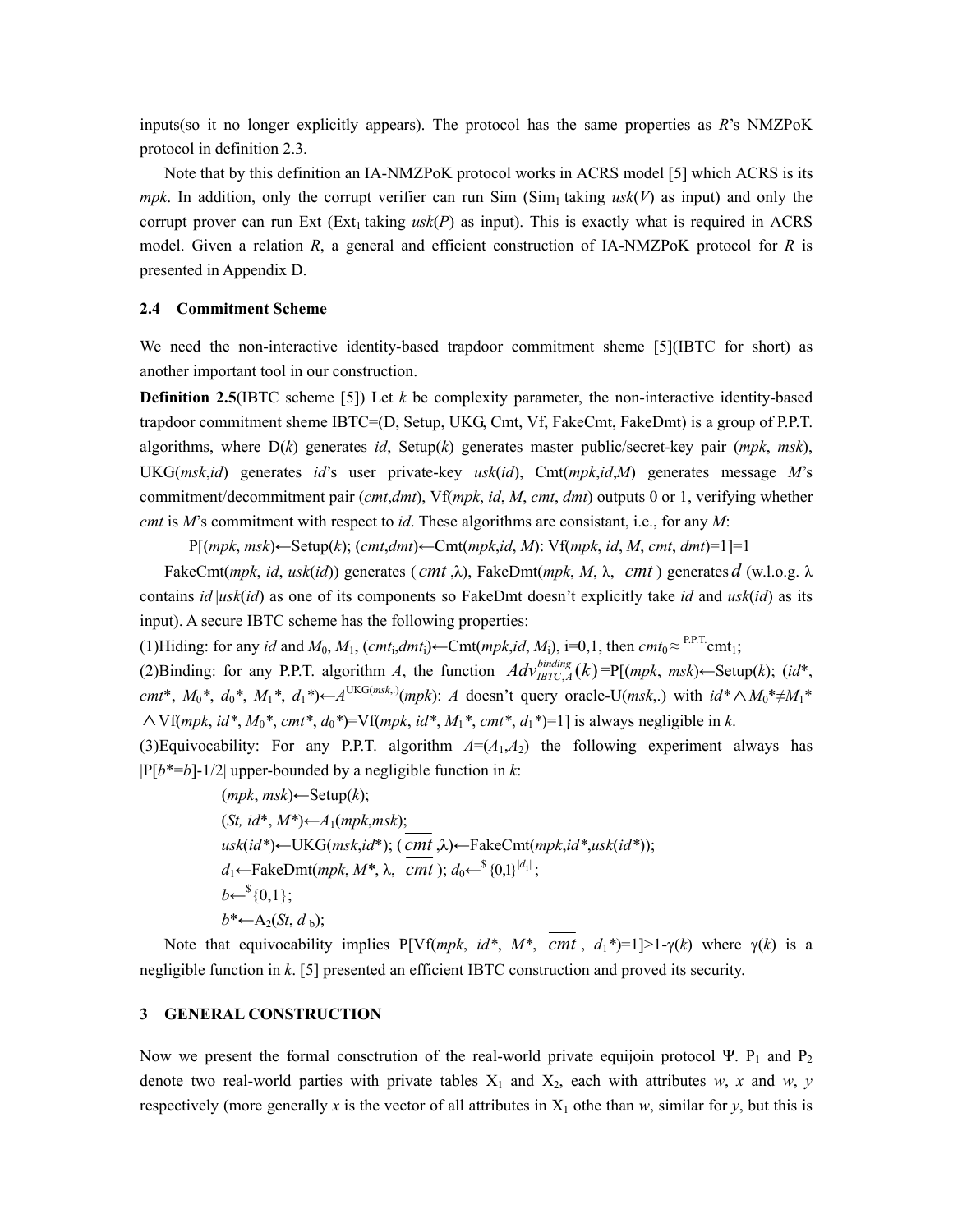inputs(so it no longer explicitly appears). The protocol has the same properties as *R*'s NMZPoK protocol in definition 2.3.

Note that by this definition an IA-NMZPoK protocol works in ACRS model [5] which ACRS is its *mpk*. In addition, only the corrupt verifier can run Sim ($\text{Sim}_1$ taking *usk*(*V*) as input) and only the corrupt prover can run Ext ($\text{Ext}_1$ taking *usk*(*P*) as input). This is exactly what is required in ACRS model. Given a relation *R*, a general and efficient construction of IA-NMZPoK protocol for *R* is presented in Appendix D.

### 2.4 Commitment Scheme

We need the non-interactive identity-based trapdoor commitment sheme [5](IBTC for short) as another important tool in our construction.

**Definition 2.5**(IBTC scheme [5]) Let *k* be complexity parameter, the non-interactive identity-based trapdoor commitment sheme IBTC=(D, Setup, UKG, Cmt, Vf, FakeCmt, FakeDmt) is a group of P.P.T. algorithms, where D(*k*) generates *id*, Setup(*k*) generates master public/secret-key pair (*mpk*, *msk*), UKG(*msk*,*id*) generates *id*'s user private-key *usk*(*id*), Cmt(*mpk*,*id*,*M*) generates message *M*'s commitment/decommitment pair (*cmt*,*dmt*), Vf(*mpk*, *id*, *M*, *cmt*, *dmt*) outputs 0 or 1, verifying whether *cmt* is *M*'s commitment with respect to *id*. These algorithms are consistant, i.e., for any *M*:

$$P[(mpk, msk)\leftarrow \text{Setup}(k); (cmt,dmt)\leftarrow \text{Cmt}(mpk,id, M): \text{Vf}(mpk, id, M, cmt, dmt)=1]=1$$

FakeCmt(*mpk*, *id*, *usk*(*id*)) generates ($\overline{cmt}$,λ), FakeDmt(*mpk*, *M*, λ, $\overline{cmt}$) generates $\overline{d}$ (w.l.o.g. λ contains *id*||*usk*(*id*) as one of its components so FakeDmt doesn't explicitly take *id* and *usk*(*id*) as its input). A secure IBTC scheme has the following properties:

(1)Hiding: for any *id* and $M_0$, $M_1$, $(cmt_i,dmt_i)\leftarrow\text{Cmt}(mpk,id,M_i)$, i=0,1, then $cmt_0 \approx^{\text{P.P.T.}} cmt_1$;

(2)Binding: for any P.P.T. algorithm *A*, the function $Adv^{binding}_{IBTC,A}(k) \equiv P[(mpk, msk)\leftarrow \text{Setup}(k); (id^*, cmt^*, M_0^*, d_0^*, M_1^*, d_1^*)\leftarrow A^{\text{UKG}(msk,.)}(mpk)$: *A* doesn't query oracle-U(*msk*,.) with $id^* \wedge M_0^* \neq M_1^* \wedge \text{Vf}(mpk, id^*, M_0^*, cmt^*, d_0^*)=\text{Vf}(mpk, id^*, M_1^*, cmt^*, d_1^*)=1]$ is always negligible in *k*.

(3)Equivocability: For any P.P.T. algorithm $A=(A_1,A_2)$ the following experiment always has $|P[b^*=b]-1/2|$ upper-bounded by a negligible function in *k*:

$(mpk, msk)\leftarrow\text{Setup}(k)$;
$(St, id^*, M^*)\leftarrow A_1(mpk,msk)$;
$usk(id^*)\leftarrow\text{UKG}(msk,id^*)$; $(\overline{cmt},\lambda)\leftarrow\text{FakeCmt}(mpk,id^*,usk(id^*))$;
$d_1\leftarrow\text{FakeDmt}(mpk, M^*, \lambda, \overline{cmt})$; $d_0\leftarrow^{\$}\{0,1\}^{|d_1|}$;
$b\leftarrow^{\$}\{0,1\}$;
$b^*\leftarrow A_2(St, d_b)$;

Note that equivocability implies $P[\text{Vf}(mpk, id^*, M^*, \overline{cmt}, d_1^*)=1]>1-\gamma(k)$ where $\gamma(k)$ is a negligible function in *k*. [5] presented an efficient IBTC construction and proved its security.

## 3 GENERAL CONSTRUCTION

Now we present the formal consctrution of the real-world private equijoin protocol Ψ. $P_1$ and $P_2$ denote two real-world parties with private tables $X_1$ and $X_2$, each with attributes *w*, *x* and *w*, *y* respectively (more generally *x* is the vector of all attributes in $X_1$ othe than *w*, similar for *y*, but this is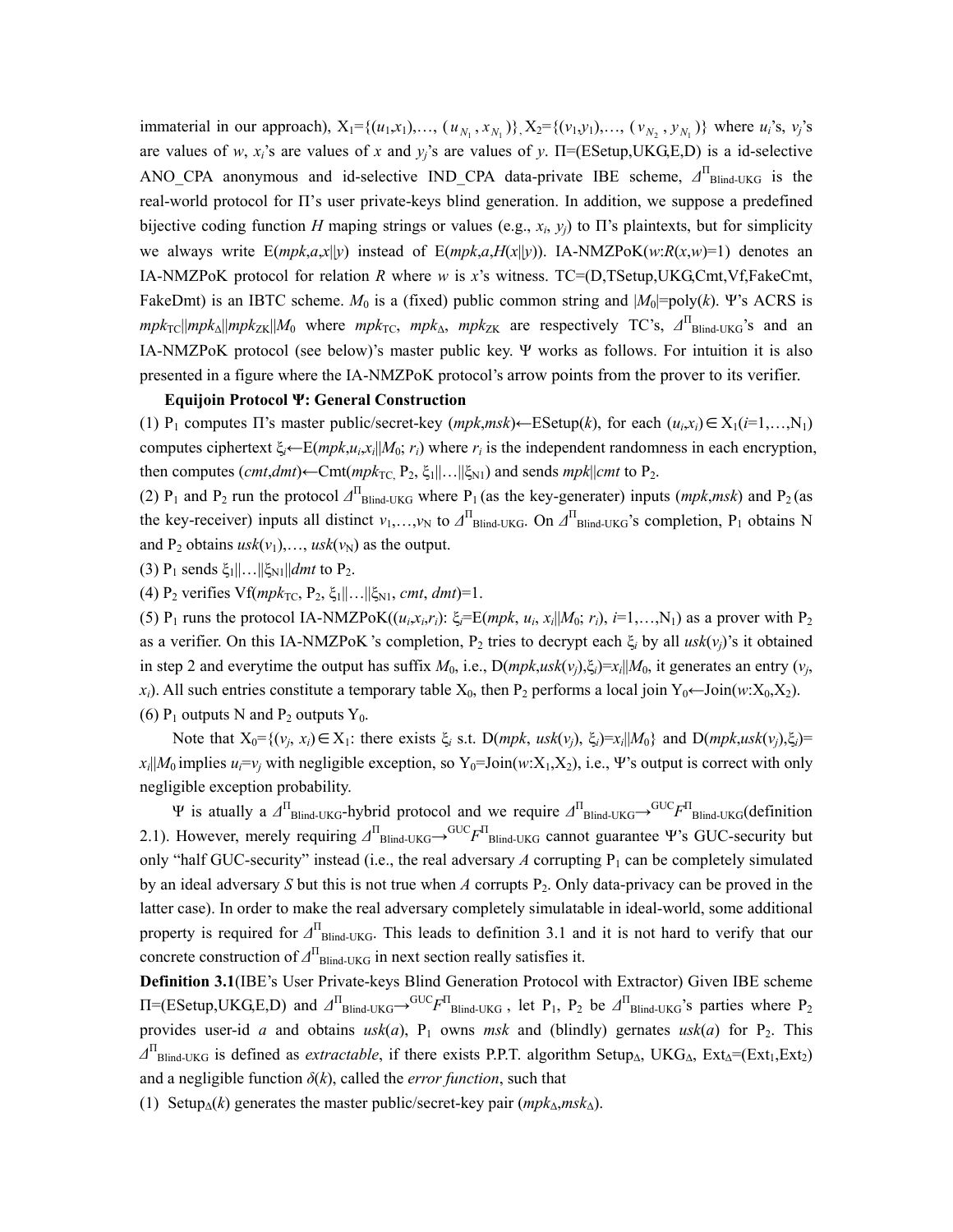immaterial in our approach), $X_1=\{(u_1,x_1),\ldots,(u_{N_1},x_{N_1})\}$, $X_2=\{(v_1,y_1),\ldots,(v_{N_2},y_{N_1})\}$ where $u_i$'s, $v_j$'s are values of $w$, $x_i$'s are values of $x$ and $y_j$'s are values of $y$. $\Pi$=(ESetup,UKG,E,D) is a id-selective ANO_CPA anonymous and id-selective IND_CPA data-private IBE scheme, $\Delta^{\Pi}{}_{\text{Blind-UKG}}$ is the real-world protocol for $\Pi$'s user private-keys blind generation. In addition, we suppose a predefined bijective coding function $H$ maping strings or values (e.g., $x_i$, $y_j$) to $\Pi$'s plaintexts, but for simplicity we always write $E(mpk,a,x\|y)$ instead of $E(mpk,a,H(x\|y))$. IA-NMZPoK($w$:$R(x,w)$=1) denotes an IA-NMZPoK protocol for relation $R$ where $w$ is $x$'s witness. TC=(D,TSetup,UKG,Cmt,Vf,FakeCmt, FakeDmt) is an IBTC scheme. $M_0$ is a (fixed) public common string and $|M_0|$=poly($k$). $\Psi$'s ACRS is $mpk_{\text{TC}}\|mpk_{\Delta}\|mpk_{\text{ZK}}\|M_0$ where $mpk_{\text{TC}}$, $mpk_{\Delta}$, $mpk_{\text{ZK}}$ are respectively TC's, $\Delta^{\Pi}{}_{\text{Blind-UKG}}$'s and an IA-NMZPoK protocol (see below)'s master public key. $\Psi$ works as follows. For intuition it is also presented in a figure where the IA-NMZPoK protocol's arrow points from the prover to its verifier.

**Equijoin Protocol $\Psi$: General Construction**

(1) $P_1$ computes $\Pi$'s master public/secret-key $(mpk,msk)\leftarrow$ESetup($k$), for each $(u_i,x_i)\in X_1$ ($i$=1,…,$N_1$) computes ciphertext $\xi_i\leftarrow E(mpk,u_i,x_i\|M_0;r_i)$ where $r_i$ is the independent randomness in each encryption, then computes $(cmt,dmt)\leftarrow$Cmt($mpk_{\text{TC}}$, $P_2$, $\xi_1\|\ldots\|\xi_{N1}$) and sends $mpk\|cmt$ to $P_2$.

(2) $P_1$ and $P_2$ run the protocol $\Delta^{\Pi}{}_{\text{Blind-UKG}}$ where $P_1$ (as the key-generater) inputs $(mpk,msk)$ and $P_2$ (as the key-receiver) inputs all distinct $v_1,\ldots,v_N$ to $\Delta^{\Pi}{}_{\text{Blind-UKG}}$. On $\Delta^{\Pi}{}_{\text{Blind-UKG}}$'s completion, $P_1$ obtains N and $P_2$ obtains $usk(v_1),\ldots,usk(v_N)$ as the output.

(3) $P_1$ sends $\xi_1\|\ldots\|\xi_{N1}\|dmt$ to $P_2$.

(4) $P_2$ verifies Vf($mpk_{\text{TC}}$, $P_2$, $\xi_1\|\ldots\|\xi_{N1}$, $cmt$, $dmt$)=1.

(5) $P_1$ runs the protocol IA-NMZPoK($(u_i,x_i,r_i)$: $\xi_i$=E($mpk$, $u_i$, $x_i\|M_0$; $r_i$), $i$=1,…,$N_1$) as a prover with $P_2$ as a verifier. On this IA-NMZPoK 's completion, $P_2$ tries to decrypt each $\xi_i$ by all $usk(v_j)$'s it obtained in step 2 and everytime the output has suffix $M_0$, i.e., D($mpk$,$usk(v_j)$,$\xi_i$)=$x_i\|M_0$, it generates an entry $(v_j, x_i)$. All such entries constitute a temporary table $X_0$, then $P_2$ performs a local join $Y_0\leftarrow$Join($w$:$X_0$,$X_2$).

(6) $P_1$ outputs N and $P_2$ outputs $Y_0$.

Note that $X_0=\{(v_j, x_i)\in X_1$: there exists $\xi_i$ s.t. D($mpk$, $usk(v_j)$, $\xi_i$)=$x_i\|M_0\}$ and D($mpk$,$usk(v_j)$,$\xi_i$)= $x_i\|M_0$ implies $u_i$=$v_j$ with negligible exception, so $Y_0$=Join($w$:$X_1$,$X_2$), i.e., $\Psi$'s output is correct with only negligible exception probability.

$\Psi$ is atually a $\Delta^{\Pi}{}_{\text{Blind-UKG}}$-hybrid protocol and we require $\Delta^{\Pi}{}_{\text{Blind-UKG}}\rightarrow^{\text{GUC}}F^{\Pi}{}_{\text{Blind-UKG}}$(definition 2.1). However, merely requiring $\Delta^{\Pi}{}_{\text{Blind-UKG}}\rightarrow^{\text{GUC}}F^{\Pi}{}_{\text{Blind-UKG}}$ cannot guarantee $\Psi$'s GUC-security but only "half GUC-security" instead (i.e., the real adversary $A$ corrupting $P_1$ can be completely simulated by an ideal adversary $S$ but this is not true when $A$ corrupts $P_2$. Only data-privacy can be proved in the latter case). In order to make the real adversary completely simulatable in ideal-world, some additional property is required for $\Delta^{\Pi}{}_{\text{Blind-UKG}}$. This leads to definition 3.1 and it is not hard to verify that our concrete construction of $\Delta^{\Pi}{}_{\text{Blind-UKG}}$ in next section really satisfies it.

**Definition 3.1**(IBE's User Private-keys Blind Generation Protocol with Extractor) Given IBE scheme $\Pi$=(ESetup,UKG,E,D) and $\Delta^{\Pi}{}_{\text{Blind-UKG}}\rightarrow^{\text{GUC}}F^{\Pi}{}_{\text{Blind-UKG}}$ , let $P_1$, $P_2$ be $\Delta^{\Pi}{}_{\text{Blind-UKG}}$'s parties where $P_2$ provides user-id $a$ and obtains $usk(a)$, $P_1$ owns $msk$ and (blindly) gernates $usk(a)$ for $P_2$. This $\Delta^{\Pi}{}_{\text{Blind-UKG}}$ is defined as *extractable*, if there exists P.P.T. algorithm Setup$_{\Delta}$, UKG$_{\Delta}$, Ext$_{\Delta}$=(Ext$_1$,Ext$_2$) and a negligible function $\delta(k)$, called the *error function*, such that

(1) Setup$_{\Delta}$($k$) generates the master public/secret-key pair $(mpk_{\Delta},msk_{\Delta})$.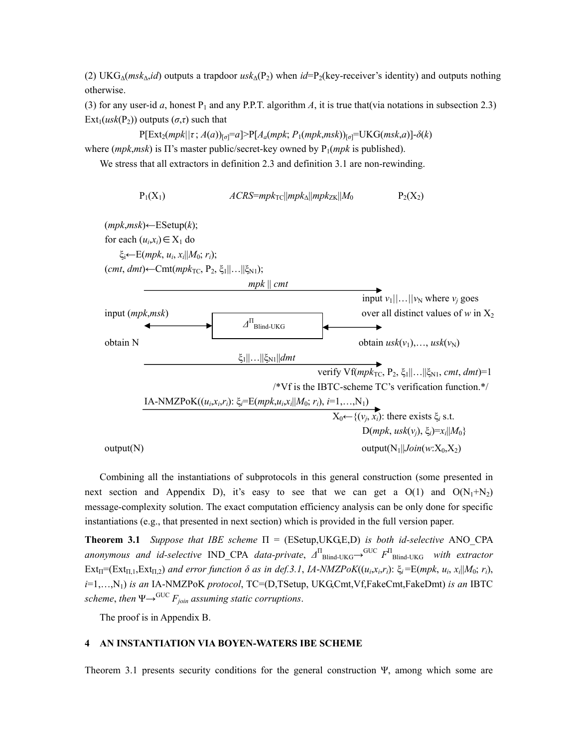(2) $\mathrm{UKG}_\Delta(msk_\Delta, id)$ outputs a trapdoor $usk_\Delta(\mathrm{P}_2)$ when $id$=$\mathrm{P}_2$(key-receiver's identity) and outputs nothing otherwise.

(3) for any user-id $a$, honest $\mathrm{P}_1$ and any P.P.T. algorithm $A$, it is true that(via notations in subsection 2.3) $\mathrm{Ext}_1(usk(\mathrm{P}_2))$ outputs $(\sigma,\tau)$ such that

$$\mathrm{P}[\mathrm{Ext}_2(mpk||\tau\,;\,A(a))_{[\sigma]}=a]>\mathrm{P}[A_a(mpk;\,P_1(mpk,msk))_{[\sigma]}=\mathrm{UKG}(msk,a)]-\delta(k)$$

where $(mpk,msk)$ is $\Pi$'s master public/secret-key owned by $\mathrm{P}_1$($mpk$ is published).

We stress that all extractors in definition 2.3 and definition 3.1 are non-rewinding.

$\mathrm{P}_1(\mathrm{X}_1)$ $\qquad$ $ACRS=mpk_{\mathrm{TC}}||mpk_\Delta||mpk_{\mathrm{ZK}}||M_0$ $\qquad$ $\mathrm{P}_2(\mathrm{X}_2)$

$(mpk,msk)\leftarrow\mathrm{ESetup}(k)$;
for each $(u_i,x_i)\in\mathrm{X}_1$ do
$\quad\xi_i\leftarrow\mathrm{E}(mpk,\,u_i,\,x_i||M_0;\,r_i)$;
$(cmt,\,dmt)\leftarrow\mathrm{Cmt}(mpk_{\mathrm{TC}},\,\mathrm{P}_2,\,\xi_1||\ldots||\xi_{\mathrm{N}1})$;

$\longrightarrow$ $mpk\,||\,cmt$ $\longrightarrow$

input $(mpk,msk)$ $\longleftrightarrow$ $\Delta^{\Pi}_{\text{Blind-UKG}}$ $\longleftrightarrow$ input $v_1||\ldots||v_{\mathrm{N}}$ where $v_j$ goes over all distinct values of $w$ in $\mathrm{X}_2$

obtain N $\qquad$ obtain $usk(v_1),\ldots,usk(v_{\mathrm{N}})$

$\longrightarrow$ $\xi_1||\ldots||\xi_{\mathrm{N}1}||dmt$ $\longrightarrow$

verify $\mathrm{Vf}(mpk_{\mathrm{TC}},\,\mathrm{P}_2,\,\xi_1||\ldots||\xi_{\mathrm{N}1},\,cmt,\,dmt)=1$
/*Vf is the IBTC-scheme TC's verification function.*/

IA-NMZPoK$((u_i,x_i,r_i)$: $\xi_i=\mathrm{E}(mpk,u_i,x_i||M_0;\,r_i)$, $i=1,\ldots,\mathrm{N}_1)$ $\longrightarrow$

$\mathrm{X}_0\leftarrow\{(v_j,\,x_i)$: there exists $\xi_i$ s.t. $\mathrm{D}(mpk,\,usk(v_j),\,\xi_i)=x_i||M_0\}$

output(N) $\qquad$ output($\mathrm{N}_1||Join(w{:}\mathrm{X}_0,\mathrm{X}_2)$)

Combining all the instantiations of subprotocols in this general construction (some presented in next section and Appendix D), it's easy to see that we can get a O(1) and $O(\mathrm{N}_1+\mathrm{N}_2)$ message-complexity solution. The exact computation efficiency analysis can be only done for specific instantiations (e.g., that presented in next section) which is provided in the full version paper.

**Theorem 3.1** *Suppose that IBE scheme* $\Pi$ = (ESetup,UKG,E,D) *is both id-selective* ANO_CPA *anonymous and id-selective* IND_CPA *data-private*, $\Delta^{\Pi}_{\text{Blind-UKG}}\rightarrow^{\text{GUC}} F^{\Pi}_{\text{Blind-UKG}}$ *with extractor* $\mathrm{Ext}_\Pi=(\mathrm{Ext}_{\Pi,1},\mathrm{Ext}_{\Pi,2})$ *and error function* $\delta$ *as in def.3.1*, *IA-NMZPoK*$((u_i,x_i,r_i)$: $\xi_i=\mathrm{E}(mpk,\,u_i,\,x_i||M_0;\,r_i)$, $i=1,\ldots,\mathrm{N}_1)$ *is an* IA-NMZPoK *protocol*, TC=(D,TSetup, UKG,Cmt,Vf,FakeCmt,FakeDmt) *is an* IBTC *scheme*, *then* $\Psi\rightarrow^{\text{GUC}} F_{join}$ *assuming static corruptions*.

The proof is in Appendix B.

## 4 AN INSTANTIATION VIA BOYEN-WATERS IBE SCHEME

Theorem 3.1 presents security conditions for the general construction $\Psi$, among which some are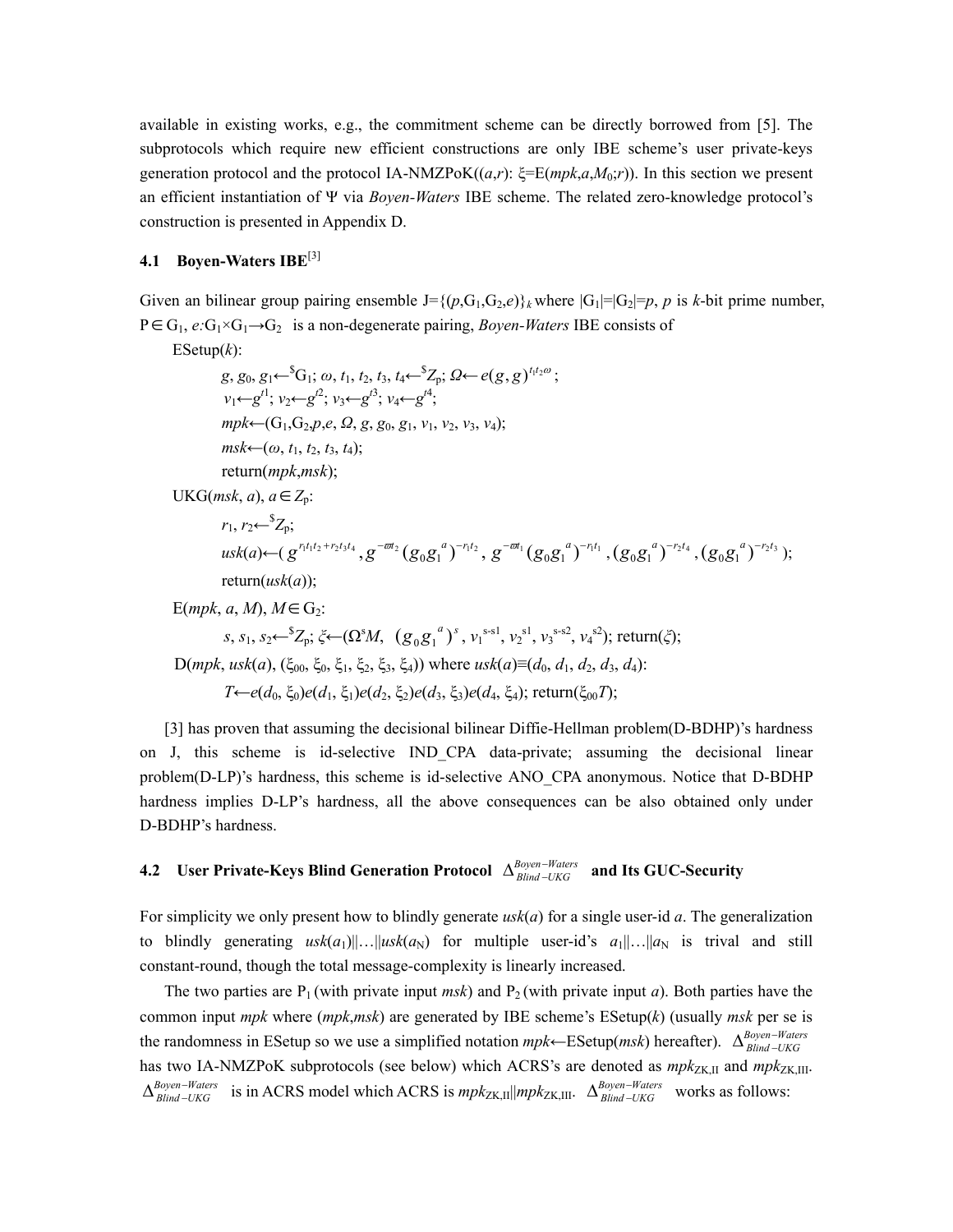available in existing works, e.g., the commitment scheme can be directly borrowed from [5]. The subprotocols which require new efficient constructions are only IBE scheme's user private-keys generation protocol and the protocol IA-NMZPoK($(a,r)$: $\xi$=E($mpk$,$a$,$M_0$;$r$)). In this section we present an efficient instantiation of $\Psi$ via *Boyen-Waters* IBE scheme. The related zero-knowledge protocol's construction is presented in Appendix D.

### 4.1 Boyen-Waters IBE[3]

Given an bilinear group pairing ensemble $J=\{(p,G_1,G_2,e)\}_k$ where $|G_1|=|G_2|=p$, $p$ is $k$-bit prime number, $P\in G_1$, $e$:$G_1\times G_1\rightarrow G_2$ is a non-degenerate pairing, *Boyen-Waters* IBE consists of

ESetup($k$):

$g, g_0, g_1 \leftarrow^{\$} G_1$; $\omega, t_1, t_2, t_3, t_4 \leftarrow^{\$} Z_p$; $\Omega \leftarrow e(g,g)^{t_1t_2\omega}$;

$v_1 \leftarrow g^{t1}$; $v_2 \leftarrow g^{t2}$; $v_3 \leftarrow g^{t3}$; $v_4 \leftarrow g^{t4}$;

$mpk \leftarrow (G_1, G_2, p, e, \Omega, g, g_0, g_1, v_1, v_2, v_3, v_4)$;

$msk \leftarrow (\omega, t_1, t_2, t_3, t_4)$;

return($mpk$,$msk$);

UKG($msk$, $a$), $a\in Z_p$:

$r_1, r_2 \leftarrow^{\$} Z_p$;

$usk(a) \leftarrow ( g^{r_1t_1t_2+r_2t_3t_4}, g^{-\varpi t_2}(g_0g_1^{\,a})^{-r_1t_2}, g^{-\varpi t_1}(g_0g_1^{\,a})^{-r_1t_1}, (g_0g_1^{\,a})^{-r_2t_4}, (g_0g_1^{\,a})^{-r_2t_3} )$;

return($usk(a)$);

E($mpk$, $a$, $M$), $M\in G_2$:

$s, s_1, s_2 \leftarrow^{\$} Z_p$; $\xi \leftarrow (\Omega^s M,\ (g_0g_1^{\,a})^s,\ v_1^{s-s1},\ v_2^{s1},\ v_3^{s-s2},\ v_4^{s2})$; return($\xi$);

D($mpk$, $usk(a)$, $(\xi_{00}, \xi_0, \xi_1, \xi_2, \xi_3, \xi_4)$) where $usk(a)\equiv(d_0, d_1, d_2, d_3, d_4)$:

$T \leftarrow e(d_0, \xi_0)e(d_1, \xi_1)e(d_2, \xi_2)e(d_3, \xi_3)e(d_4, \xi_4)$; return($\xi_{00}T$);

[3] has proven that assuming the decisional bilinear Diffie-Hellman problem(D-BDHP)'s hardness on J, this scheme is id-selective IND_CPA data-private; assuming the decisional linear problem(D-LP)'s hardness, this scheme is id-selective ANO_CPA anonymous. Notice that D-BDHP hardness implies D-LP's hardness, all the above consequences can be also obtained only under D-BDHP's hardness.

### 4.2 User Private-Keys Blind Generation Protocol $\Delta^{Boyen-Waters}_{Blind-UKG}$ and Its GUC-Security

For simplicity we only present how to blindly generate $usk(a)$ for a single user-id $a$. The generalization to blindly generating $usk(a_1)||\ldots||usk(a_N)$ for multiple user-id's $a_1||\ldots||a_N$ is trival and still constant-round, though the total message-complexity is linearly increased.

The two parties are $P_1$ (with private input $msk$) and $P_2$ (with private input $a$). Both parties have the common input $mpk$ where ($mpk$,$msk$) are generated by IBE scheme's ESetup($k$) (usually $msk$ per se is the randomness in ESetup so we use a simplified notation $mpk\leftarrow$ESetup($msk$) hereafter). $\Delta^{Boyen-Waters}_{Blind-UKG}$ has two IA-NMZPoK subprotocols (see below) which ACRS's are denoted as $mpk_{ZK,II}$ and $mpk_{ZK,III}$. $\Delta^{Boyen-Waters}_{Blind-UKG}$ is in ACRS model which ACRS is $mpk_{ZK,II}||mpk_{ZK,III}$. $\Delta^{Boyen-Waters}_{Blind-UKG}$ works as follows: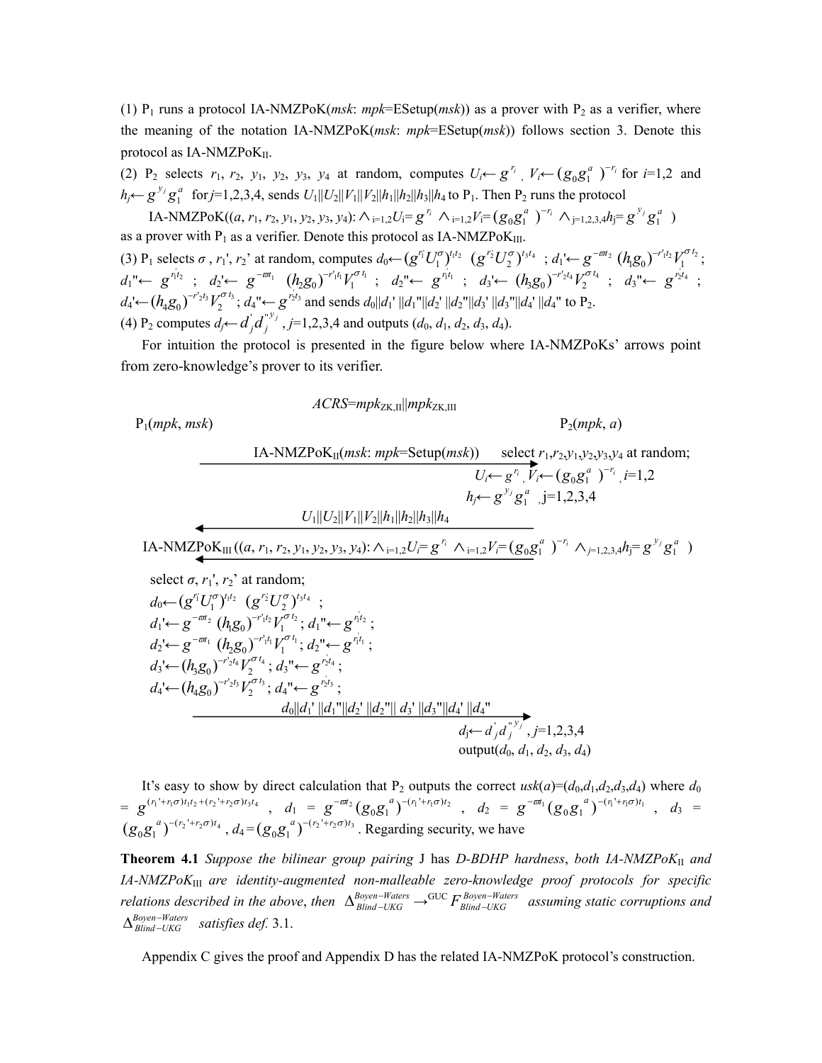(1) $P_1$ runs a protocol IA-NMZPoK(*msk*: *mpk*=ESetup(*msk*)) as a prover with $P_2$ as a verifier, where the meaning of the notation IA-NMZPoK(*msk*: *mpk*=ESetup(*msk*)) follows section 3. Denote this protocol as IA-NMZPoK$_{\text{II}}$.

(2) $P_2$ selects $r_1$, $r_2$, $y_1$, $y_2$, $y_3$, $y_4$ at random, computes $U_i \leftarrow g^{r_i}$, $V_i \leftarrow (g_0 g_1^a)^{-r_i}$ for $i$=1,2 and $h_j \leftarrow g^{y_j} g_1^a$ for $j$=1,2,3,4, sends $U_1||U_2||V_1||V_2||h_1||h_2||h_3||h_4$ to $P_1$. Then $P_2$ runs the protocol

IA-NMZPoK(($a$, $r_1$, $r_2$, $y_1$, $y_2$, $y_3$, $y_4$): $\wedge_{i=1,2} U_i = g^{r_i}$ $\wedge_{i=1,2} V_i = (g_0 g_1^a)^{-r_i}$ $\wedge_{j=1,2,3,4} h_j = g^{y_j} g_1^a$ )

as a prover with $P_1$ as a verifier. Denote this protocol as IA-NMZPoK$_{\text{III}}$.

(3) $P_1$ selects $\sigma$, $r_1'$, $r_2'$ at random, computes $d_0 \leftarrow (g^{r_1'} U_1^{\sigma})^{t_1 t_2}$ $(g^{r_2'} U_2^{\sigma})^{t_3 t_4}$ ; $d_1' \leftarrow g^{-\varpi t_2}$ $(h_1 g_0)^{-r_1' t_2} V_1^{\sigma t_2}$; $d_1'' \leftarrow g^{r_1' t_2}$ ; $d_2' \leftarrow g^{-\varpi t_1}$ $(h_2 g_0)^{-r_1' t_1} V_1^{\sigma t_1}$ ; $d_2'' \leftarrow g^{r_1' t_1}$ ; $d_3' \leftarrow (h_3 g_0)^{-r_2' t_4} V_2^{\sigma t_4}$ ; $d_3'' \leftarrow g^{r_2' t_4}$ ; $d_4' \leftarrow (h_4 g_0)^{-r_2' t_3} V_2^{\sigma t_3}$; $d_4'' \leftarrow g^{r_2' t_3}$ and sends $d_0||d_1'||d_1''||d_2'||d_2''||d_3'||d_3''||d_4'||d_4''$ to $P_2$.

(4) $P_2$ computes $d_j \leftarrow d_j' d_j''^{y_j}$, $j$=1,2,3,4 and outputs ($d_0$, $d_1$, $d_2$, $d_3$, $d_4$).

For intuition the protocol is presented in the figure below where IA-NMZPoKs' arrows point from zero-knowledge's prover to its verifier.

$ACRS = mpk_{\text{ZK,II}} || mpk_{\text{ZK,III}}$

$P_1(mpk, msk)$ $\qquad\qquad\qquad\qquad\qquad\qquad$ $P_2(mpk, a)$

IA-NMZPoK$_{\text{II}}$(*msk*: *mpk*=Setup(*msk*)) $\longrightarrow$ $\qquad$ select $r_1, r_2, y_1, y_2, y_3, y_4$ at random;

$U_i \leftarrow g^{r_i}$, $V_i \leftarrow (g_0 g_1^a)^{-r_i}$, $i$=1,2

$h_j \leftarrow g^{y_j} g_1^a$, j=1,2,3,4

$\longleftarrow$ $U_1||U_2||V_1||V_2||h_1||h_2||h_3||h_4$

$\longleftarrow$ IA-NMZPoK$_{\text{III}}$ (($a$, $r_1$, $r_2$, $y_1$, $y_2$, $y_3$, $y_4$): $\wedge_{i=1,2} U_i = g^{r_i}$ $\wedge_{i=1,2} V_i = (g_0 g_1^a)^{-r_i}$ $\wedge_{j=1,2,3,4} h_j = g^{y_j} g_1^a$ )

select $\sigma$, $r_1'$, $r_2'$ at random;

$d_0 \leftarrow (g^{r_1'} U_1^{\sigma})^{t_1 t_2}$ $(g^{r_2'} U_2^{\sigma})^{t_3 t_4}$ ;

$d_1' \leftarrow g^{-\varpi t_2}$ $(h_1 g_0)^{-r_1' t_2} V_1^{\sigma t_2}$; $d_1'' \leftarrow g^{r_1' t_2}$ ;

$d_2' \leftarrow g^{-\varpi t_1}$ $(h_2 g_0)^{-r_1' t_1} V_1^{\sigma t_1}$; $d_2'' \leftarrow g^{r_1' t_1}$ ;

$d_3' \leftarrow (h_3 g_0)^{-r_2' t_4} V_2^{\sigma t_4}$ ; $d_3'' \leftarrow g^{r_2' t_4}$ ;

$d_4' \leftarrow (h_4 g_0)^{-r_2' t_3} V_2^{\sigma t_3}$; $d_4'' \leftarrow g^{r_2' t_3}$ ;

$d_0||d_1'||d_1''||d_2'||d_2''||d_3'||d_3''||d_4'||d_4''$ $\longrightarrow$

$d_j \leftarrow d_j' d_j''^{y_j}$, $j$=1,2,3,4

output($d_0$, $d_1$, $d_2$, $d_3$, $d_4$)

It's easy to show by direct calculation that $P_2$ outputs the correct *usk*($a$)=($d_0$,$d_1$,$d_2$,$d_3$,$d_4$) where $d_0 = g^{(r_1'+r_1\sigma)t_1 t_2 + (r_2'+r_2\sigma)t_3 t_4}$, $d_1 = g^{-\varpi t_2}(g_0 g_1^a)^{-(r_1'+r_1\sigma)t_2}$, $d_2 = g^{-\varpi t_1}(g_0 g_1^a)^{-(r_1'+r_1\sigma)t_1}$, $d_3 = (g_0 g_1^a)^{-(r_2'+r_2\sigma)t_4}$, $d_4 = (g_0 g_1^a)^{-(r_2'+r_2\sigma)t_3}$. Regarding security, we have

**Theorem 4.1** *Suppose the bilinear group pairing* J *has D-BDHP hardness*, *both IA-NMZPoK*$_{\text{II}}$ *and IA-NMZPoK*$_{\text{III}}$ *are identity-augmented non-malleable zero-knowledge proof protocols for specific relations described in the above*, *then* $\Delta_{Blind-UKG}^{Boyen-Waters} \rightarrow^{\text{GUC}} F_{Blind-UKG}^{Boyen-Waters}$ *assuming static corruptions and* $\Delta_{Blind-UKG}^{Boyen-Waters}$ *satisfies def.* 3.1.

Appendix C gives the proof and Appendix D has the related IA-NMZPoK protocol's construction.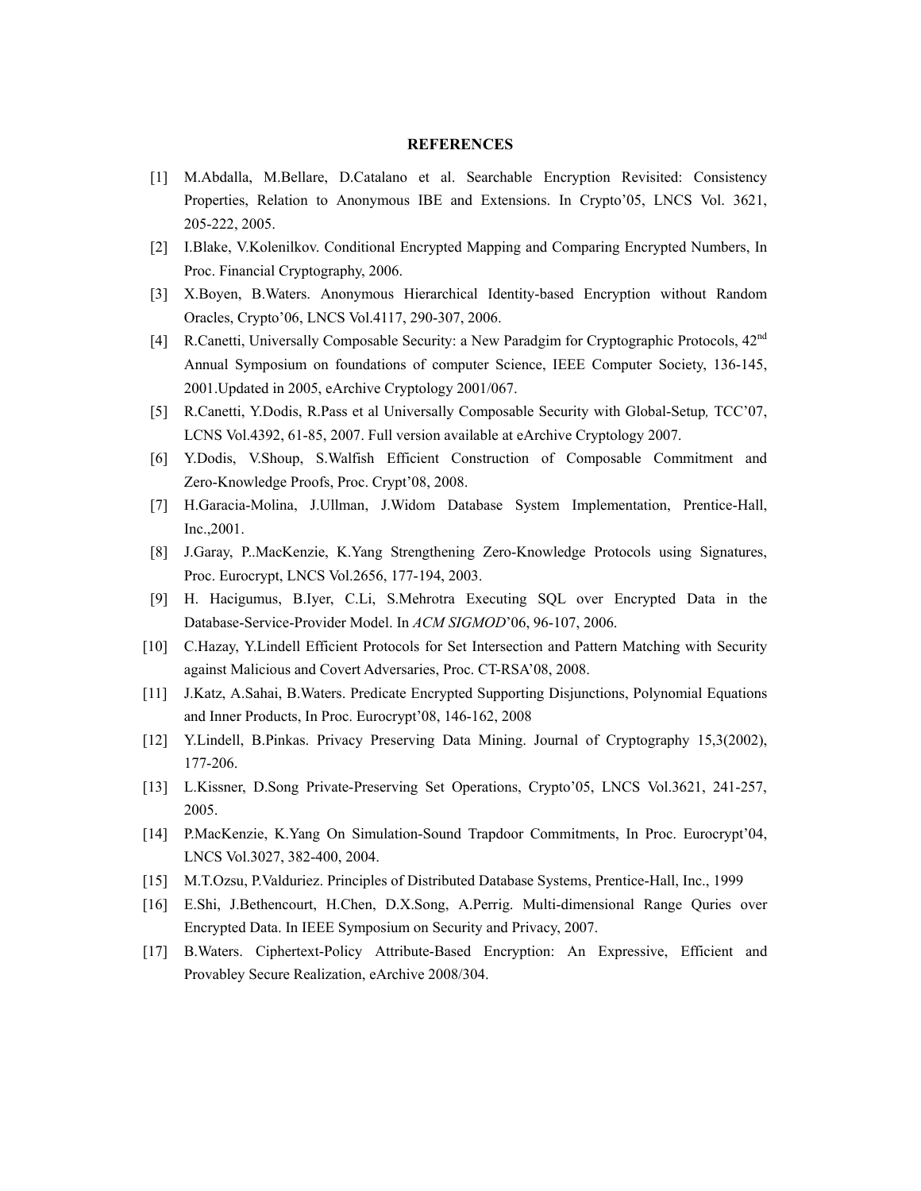## REFERENCES

[1] M.Abdalla, M.Bellare, D.Catalano et al. Searchable Encryption Revisited: Consistency Properties, Relation to Anonymous IBE and Extensions. In Crypto'05, LNCS Vol. 3621, 205-222, 2005.

[2] I.Blake, V.Kolenilkov. Conditional Encrypted Mapping and Comparing Encrypted Numbers, In Proc. Financial Cryptography, 2006.

[3] X.Boyen, B.Waters. Anonymous Hierarchical Identity-based Encryption without Random Oracles, Crypto'06, LNCS Vol.4117, 290-307, 2006.

[4] R.Canetti, Universally Composable Security: a New Paradgim for Cryptographic Protocols, 42nd Annual Symposium on foundations of computer Science, IEEE Computer Society, 136-145, 2001.Updated in 2005, eArchive Cryptology 2001/067.

[5] R.Canetti, Y.Dodis, R.Pass et al Universally Composable Security with Global-Setup, TCC'07, LCNS Vol.4392, 61-85, 2007. Full version available at eArchive Cryptology 2007.

[6] Y.Dodis, V.Shoup, S.Walfish Efficient Construction of Composable Commitment and Zero-Knowledge Proofs, Proc. Crypt'08, 2008.

[7] H.Garacia-Molina, J.Ullman, J.Widom Database System Implementation, Prentice-Hall, Inc.,2001.

[8] J.Garay, P..MacKenzie, K.Yang Strengthening Zero-Knowledge Protocols using Signatures, Proc. Eurocrypt, LNCS Vol.2656, 177-194, 2003.

[9] H. Hacigumus, B.Iyer, C.Li, S.Mehrotra Executing SQL over Encrypted Data in the Database-Service-Provider Model. In *ACM SIGMOD*'06, 96-107, 2006.

[10] C.Hazay, Y.Lindell Efficient Protocols for Set Intersection and Pattern Matching with Security against Malicious and Covert Adversaries, Proc. CT-RSA'08, 2008.

[11] J.Katz, A.Sahai, B.Waters. Predicate Encrypted Supporting Disjunctions, Polynomial Equations and Inner Products, In Proc. Eurocrypt'08, 146-162, 2008

[12] Y.Lindell, B.Pinkas. Privacy Preserving Data Mining. Journal of Cryptography 15,3(2002), 177-206.

[13] L.Kissner, D.Song Private-Preserving Set Operations, Crypto'05, LNCS Vol.3621, 241-257, 2005.

[14] P.MacKenzie, K.Yang On Simulation-Sound Trapdoor Commitments, In Proc. Eurocrypt'04, LNCS Vol.3027, 382-400, 2004.

[15] M.T.Ozsu, P.Valduriez. Principles of Distributed Database Systems, Prentice-Hall, Inc., 1999

[16] E.Shi, J.Bethencourt, H.Chen, D.X.Song, A.Perrig. Multi-dimensional Range Quries over Encrypted Data. In IEEE Symposium on Security and Privacy, 2007.

[17] B.Waters. Ciphertext-Policy Attribute-Based Encryption: An Expressive, Efficient and Provabley Secure Realization, eArchive 2008/304.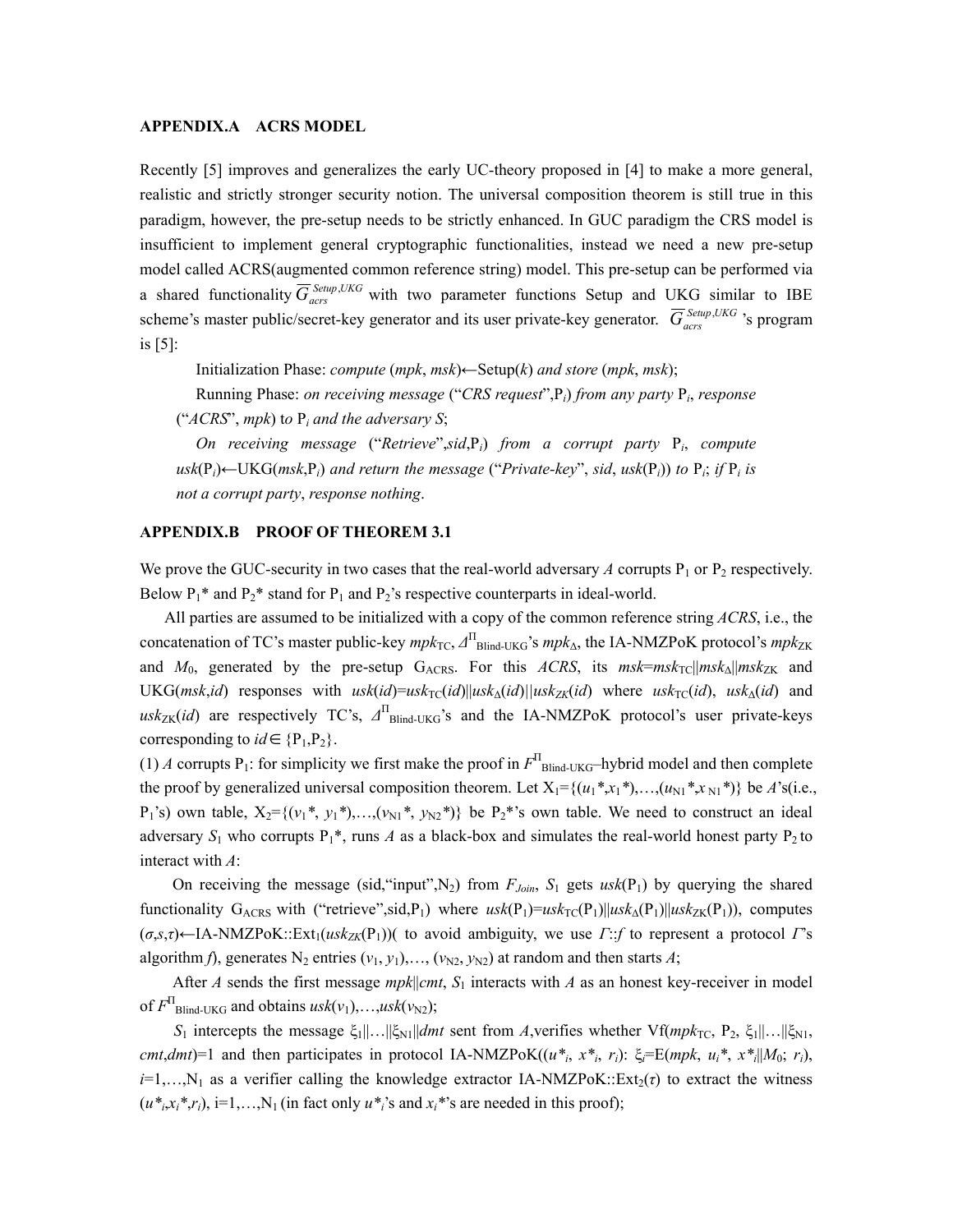### APPENDIX.A ACRS MODEL

Recently [5] improves and generalizes the early UC-theory proposed in [4] to make a more general, realistic and strictly stronger security notion. The universal composition theorem is still true in this paradigm, however, the pre-setup needs to be strictly enhanced. In GUC paradigm the CRS model is insufficient to implement general cryptographic functionalities, instead we need a new pre-setup model called ACRS(augmented common reference string) model. This pre-setup can be performed via a shared functionality $\overline{G}_{acrs}^{Setup,UKG}$ with two parameter functions Setup and UKG similar to IBE scheme's master public/secret-key generator and its user private-key generator. $\overline{G}_{acrs}^{Setup,UKG}$ 's program is [5]:

Initialization Phase: *compute* ($mpk$, $msk$)←Setup($k$) *and store* ($mpk$, $msk$);

Running Phase: *on receiving message* ("*CRS request*",$P_i$) *from any party* $P_i$, *response* ("*ACRS*", $mpk$) to $P_i$ *and the adversary S*;

*On receiving message* ("*Retrieve*",$sid$,$P_i$) *from a corrupt party* $P_i$, *compute* $usk(P_i)$←UKG($msk$,$P_i$) *and return the message* ("*Private-key*", $sid$, $usk(P_i)$) *to* $P_i$; *if* $P_i$ *is not a corrupt party*, *response nothing*.

### APPENDIX.B PROOF OF THEOREM 3.1

We prove the GUC-security in two cases that the real-world adversary $A$ corrupts $P_1$ or $P_2$ respectively. Below $P_1$* and $P_2$* stand for $P_1$ and $P_2$'s respective counterparts in ideal-world.

All parties are assumed to be initialized with a copy of the common reference string *ACRS*, i.e., the concatenation of TC's master public-key $mpk_{TC}$, $\Delta^{\Pi}_{\text{Blind-UKG}}$'s $mpk_{\Delta}$, the IA-NMZPoK protocol's $mpk_{ZK}$ and $M_0$, generated by the pre-setup $G_{ACRS}$. For this *ACRS*, its $msk=msk_{TC}||msk_{\Delta}||msk_{ZK}$ and UKG($msk$,$id$) responses with $usk(id)=usk_{TC}(id)||usk_{\Delta}(id)||usk_{ZK}(id)$ where $usk_{TC}(id)$, $usk_{\Delta}(id)$ and $usk_{ZK}(id)$ are respectively TC's, $\Delta^{\Pi}_{\text{Blind-UKG}}$'s and the IA-NMZPoK protocol's user private-keys corresponding to $id\in\{P_1,P_2\}$.

(1) $A$ corrupts $P_1$: for simplicity we first make the proof in $F^{\Pi}_{\text{Blind-UKG}}$–hybrid model and then complete the proof by generalized universal composition theorem. Let $X_1=\{(u_1*,x_1*),\ldots,(u_{N1}*,x_{N1}*)\}$ be $A$'s(i.e., $P_1$'s) own table, $X_2=\{(v_1*, y_1*),\ldots,(v_{N1}*, y_{N2}*)\}$ be $P_2$*'s own table. We need to construct an ideal adversary $S_1$ who corrupts $P_1$*, runs $A$ as a black-box and simulates the real-world honest party $P_2$ to interact with $A$:

On receiving the message (sid,"input",$N_2$) from $F_{Join}$, $S_1$ gets $usk(P_1)$ by querying the shared functionality $G_{ACRS}$ with ("retrieve",sid,$P_1$) where $usk(P_1)=usk_{TC}(P_1)||usk_{\Delta}(P_1)||usk_{ZK}(P_1)$), computes ($\sigma$,$s$,$\tau$)←IA-NMZPoK::Ext$_1$($usk_{ZK}(P_1)$)( to avoid ambiguity, we use $\Gamma$::$f$ to represent a protocol $\Gamma$'s algorithm $f$), generates $N_2$ entries $(v_1, y_1),\ldots, (v_{N2}, y_{N2})$ at random and then starts $A$;

After $A$ sends the first message $mpk||cmt$, $S_1$ interacts with $A$ as an honest key-receiver in model of $F^{\Pi}_{\text{Blind-UKG}}$ and obtains $usk(v_1),\ldots,usk(v_{N2})$;

$S_1$ intercepts the message $\xi_1||\ldots||\xi_{N1}||dmt$ sent from $A$,verifies whether Vf($mpk_{TC}$, $P_2$, $\xi_1||\ldots||\xi_{N1}$, $cmt$,$dmt$)=1 and then participates in protocol IA-NMZPoK(($u*_i$, $x*_i$, $r_i$): $\xi_i$=E($mpk$, $u_i*$, $x*_i||M_0$; $r_i$)), $i$=1,…,$N_1$ as a verifier calling the knowledge extractor IA-NMZPoK::Ext$_2$($\tau$) to extract the witness ($u*_i$,$x_i*$,$r_i$), i=1,…,$N_1$ (in fact only $u*_i$'s and $x_i$*'s are needed in this proof);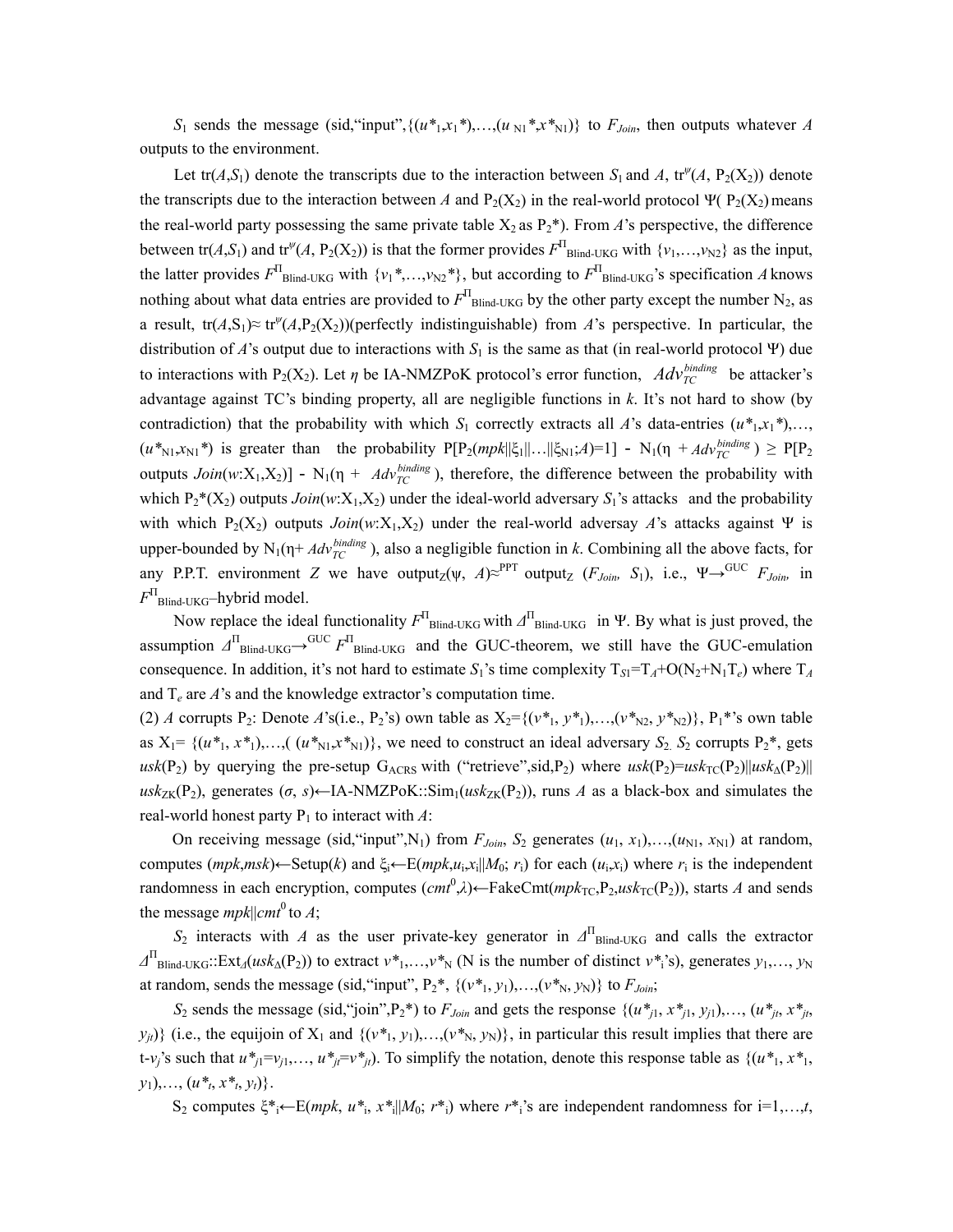$S_1$ sends the message (sid,"input",$\{(u^*_1,x_1^*),\ldots,(u^*_{N1},x^*_{N1})\}$ to $F_{Join}$, then outputs whatever $A$ outputs to the environment.

Let tr($A$,$S_1$) denote the transcripts due to the interaction between $S_1$ and $A$, $\text{tr}^{\psi}(A, \text{P}_2(\text{X}_2))$ denote the transcripts due to the interaction between $A$ and $\text{P}_2(\text{X}_2)$ in the real-world protocol Ψ( $\text{P}_2(\text{X}_2)$ means the real-world party possessing the same private table $\text{X}_2$ as $\text{P}_2$*). From $A$'s perspective, the difference between tr($A$,$S_1$) and $\text{tr}^{\psi}(A, \text{P}_2(\text{X}_2))$ is that the former provides $F^{\Pi}_{\text{Blind-UKG}}$ with $\{v_1,\ldots,v_{N2}\}$ as the input, the latter provides $F^{\Pi}_{\text{Blind-UKG}}$ with $\{v_1^*,\ldots,v_{N2}^*\}$, but according to $F^{\Pi}_{\text{Blind-UKG}}$'s specification $A$ knows nothing about what data entries are provided to $F^{\Pi}_{\text{Blind-UKG}}$ by the other party except the number $\text{N}_2$, as a result, $\text{tr}(A,\text{S}_1)\approx \text{tr}^{\psi}(A,\text{P}_2(\text{X}_2))$(perfectly indistinguishable) from $A$'s perspective. In particular, the distribution of $A$'s output due to interactions with $S_1$ is the same as that (in real-world protocol Ψ) due to interactions with $\text{P}_2(\text{X}_2)$. Let $\eta$ be IA-NMZPoK protocol's error function, $Adv_{TC}^{binding}$ be attacker's advantage against TC's binding property, all are negligible functions in $k$. It's not hard to show (by contradiction) that the probability with which $S_1$ correctly extracts all $A$'s data-entries $(u^*_1,x_1^*),\ldots,(u^*_{N1},x_{N1}^*)$ is greater than the probability $\text{P}[\text{P}_2(mpk\|\xi_1\|\ldots\|\xi_{N1};A)=1] - \text{N}_1(\eta + Adv_{TC}^{binding}) \geq \text{P}[\text{P}_2$ outputs $Join(w{:}\text{X}_1,\text{X}_2)] - \text{N}_1(\eta + Adv_{TC}^{binding})$, therefore, the difference between the probability with which $\text{P}_2^*(\text{X}_2)$ outputs $Join(w{:}\text{X}_1,\text{X}_2)$ under the ideal-world adversary $S_1$'s attacks and the probability with which $\text{P}_2(\text{X}_2)$ outputs $Join(w{:}\text{X}_1,\text{X}_2)$ under the real-world adversay $A$'s attacks against Ψ is upper-bounded by $\text{N}_1(\eta + Adv_{TC}^{binding})$, also a negligible function in $k$. Combining all the above facts, for any P.P.T. environment $Z$ we have $\text{output}_Z(\psi, A)\approx^{\text{PPT}} \text{output}_Z(F_{Join}, S_1)$, i.e., $\Psi\rightarrow^{\text{GUC}} F_{Join}$, in $F^{\Pi}_{\text{Blind-UKG}}$–hybrid model.

Now replace the ideal functionality $F^{\Pi}_{\text{Blind-UKG}}$ with $\Delta^{\Pi}_{\text{Blind-UKG}}$ in Ψ. By what is just proved, the assumption $\Delta^{\Pi}_{\text{Blind-UKG}}\rightarrow^{\text{GUC}} F^{\Pi}_{\text{Blind-UKG}}$ and the GUC-theorem, we still have the GUC-emulation consequence. In addition, it's not hard to estimate $S_1$'s time complexity $\text{T}_{S1}=\text{T}_A+\text{O}(\text{N}_2+\text{N}_1\text{T}_e)$ where $\text{T}_A$ and $\text{T}_e$ are $A$'s and the knowledge extractor's computation time.

(2) $A$ corrupts $\text{P}_2$: Denote $A$'s(i.e., $\text{P}_2$'s) own table as $\text{X}_2=\{(v^*_1, y^*_1),\ldots,(v^*_{N2}, y^*_{N2})\}$, $\text{P}_1$*'s own table as $\text{X}_1= \{(u^*_1, x^*_1),\ldots,( (u^*_{N1},x^*_{N1})\}$, we need to construct an ideal adversary $S_2$. $S_2$ corrupts $\text{P}_2$*, gets $usk(\text{P}_2)$ by querying the pre-setup $\text{G}_{\text{ACRS}}$ with ("retrieve",sid,$\text{P}_2$) where $usk(\text{P}_2)=usk_{\text{TC}}(\text{P}_2)\|usk_{\Delta}(\text{P}_2)\| usk_{\text{ZK}}(\text{P}_2)$, generates $(\sigma, s)\leftarrow$IA-NMZPoK::$\text{Sim}_1(usk_{\text{ZK}}(\text{P}_2))$, runs $A$ as a black-box and simulates the real-world honest party $\text{P}_1$ to interact with $A$:

On receiving message (sid,"input",$\text{N}_1$) from $F_{Join}$, $S_2$ generates $(u_1, x_1),\ldots,(u_{N1}, x_{N1})$ at random, computes $(mpk,msk)\leftarrow\text{Setup}(k)$ and $\xi_i\leftarrow\text{E}(mpk,u_i,x_i\|M_0; r_i)$ for each $(u_i,x_i)$ where $r_i$ is the independent randomness in each encryption, computes $(cmt^0,\lambda)\leftarrow\text{FakeCmt}(mpk_{\text{TC}},\text{P}_2,usk_{\text{TC}}(\text{P}_2))$, starts $A$ and sends the message $mpk\|cmt^0$ to $A$;

$S_2$ interacts with $A$ as the user private-key generator in $\Delta^{\Pi}_{\text{Blind-UKG}}$ and calls the extractor $\Delta^{\Pi}_{\text{Blind-UKG}}$::$\text{Ext}_A(usk_{\Delta}(\text{P}_2))$ to extract $v^*_1,\ldots,v^*_{\text{N}}$ (N is the number of distinct $v^*_i$'s), generates $y_1,\ldots, y_{\text{N}}$ at random, sends the message (sid,"input", $\text{P}_2$*, $\{(v^*_1, y_1),\ldots,(v^*_{\text{N}}, y_{\text{N}})\}$ to $F_{Join}$;

$S_2$ sends the message (sid,"join",$\text{P}_2$*) to $F_{Join}$ and gets the response $\{(u^*_{j1}, x^*_{j1}, y_{j1}),\ldots, (u^*_{jt}, x^*_{jt}, y_{jt})\}$ (i.e., the equijoin of $\text{X}_1$ and $\{(v^*_1, y_1),\ldots,(v^*_{\text{N}}, y_{\text{N}})\}$, in particular this result implies that there are t-$v_j$'s such that $u^*_{j1}=v_{j1},\ldots, u^*_{jt}=v^*_{jt}$). To simplify the notation, denote this response table as $\{(u^*_1, x^*_1, y_1),\ldots, (u^*_t, x^*_t, y_t)\}$.

$\text{S}_2$ computes $\xi^*_i\leftarrow\text{E}(mpk, u^*_i, x^*_i\|M_0; r^*_i)$ where $r^*_i$'s are independent randomness for i=1,…,$t$,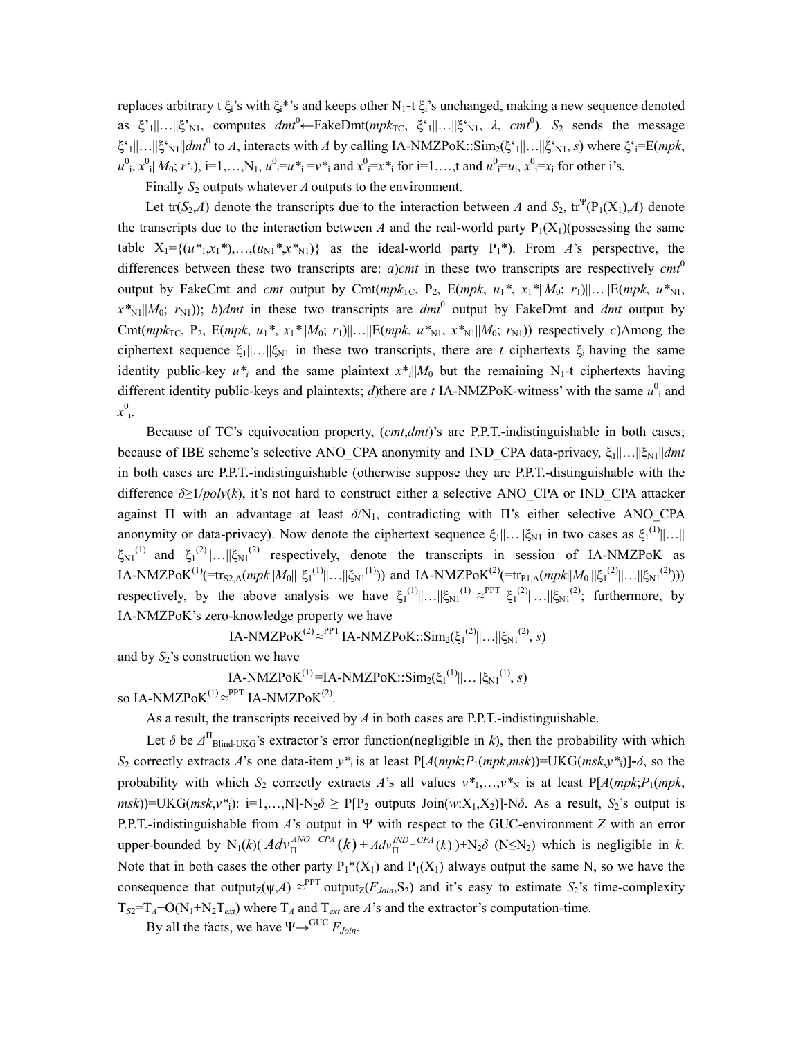replaces arbitrary t $\xi_i$'s with $\xi_i$*'s and keeps other $N_1$-t $\xi_i$'s unchanged, making a new sequence denoted as $\xi'_1||\ldots||\xi'_{N1}$, computes $dmt^0 \leftarrow$FakeDmt($mpk_{TC}$, $\xi'_1||\ldots||\xi'_{N1}$, $\lambda$, $cmt^0$). $S_2$ sends the message $\xi'_1||\ldots||\xi'_{N1}||dmt^0$ to $A$, interacts with $A$ by calling IA-NMZPoK::Sim$_2$($\xi'_1||\ldots||\xi'_{N1}$, $s$) where $\xi'_i$=E($mpk$, $u^0_i$, $x^0_i||M_0$; $r'_i$), i=1,…,$N_1$, $u^0_i=u^*_i=v^*_i$ and $x^0_i=x^*_i$ for i=1,…,t and $u^0_i=u_i$, $x^0_i=x_i$ for other i's.

Finally $S_2$ outputs whatever $A$ outputs to the environment.

Let tr($S_2$,$A$) denote the transcripts due to the interaction between $A$ and $S_2$, $\text{tr}^{\Psi}$($P_1(X_1)$,$A$) denote the transcripts due to the interaction between $A$ and the real-world party $P_1(X_1)$(possessing the same table $X_1$={($u^*_1$,$x^*_1$),…,($u^*_{N1}$,$x^*_{N1}$)} as the ideal-world party $P_1$*). From $A$'s perspective, the differences between these two transcripts are: *a*)*cmt* in these two transcripts are respectively $cmt^0$ output by FakeCmt and *cmt* output by Cmt($mpk_{TC}$, $P_2$, E($mpk$, $u_1$*, $x_1$*$||M_0$; $r_1$)$||\ldots||$E($mpk$, $u^*_{N1}$, $x^*_{N1}||M_0$; $r_{N1}$)); *b*)*dmt* in these two transcripts are $dmt^0$ output by FakeDmt and *dmt* output by Cmt($mpk_{TC}$, $P_2$, E($mpk$, $u_1$*, $x_1$*$||M_0$; $r_1$)$||\ldots||$E($mpk$, $u^*_{N1}$, $x^*_{N1}||M_0$; $r_{N1}$)) respectively *c*)Among the ciphertext sequence $\xi_1||\ldots||\xi_{N1}$ in these two transcripts, there are *t* ciphertexts $\xi_i$ having the same identity public-key $u^*_i$ and the same plaintext $x^*_i||M_0$ but the remaining $N_1$-t ciphertexts having different identity public-keys and plaintexts; *d*)there are *t* IA-NMZPoK-witness' with the same $u^0_i$ and $x^0_i$.

Because of TC's equivocation property, (*cmt*,*dmt*)'s are P.P.T.-indistinguishable in both cases; because of IBE scheme's selective ANO_CPA anonymity and IND_CPA data-privacy, $\xi_1||\ldots||\xi_{N1}||dmt$ in both cases are P.P.T.-indistinguishable (otherwise suppose they are P.P.T.-distinguishable with the difference $\delta \geq 1/poly(k)$, it's not hard to construct either a selective ANO_CPA or IND_CPA attacker against $\Pi$ with an advantage at least $\delta/N_1$, contradicting with $\Pi$'s either selective ANO_CPA anonymity or data-privacy). Now denote the ciphertext sequence $\xi_1||\ldots||\xi_{N1}$ in two cases as $\xi_1^{(1)}||\ldots||\xi_{N1}^{(1)}$ and $\xi_1^{(2)}||\ldots||\xi_{N1}^{(2)}$ respectively, denote the transcripts in session of IA-NMZPoK as IA-NMZPoK$^{(1)}$(=$\text{tr}_{S2,A}$($mpk||M_0||\xi_1^{(1)}||\ldots||\xi_{N1}^{(1)}$)) and IA-NMZPoK$^{(2)}$(=$\text{tr}_{P1,A}$($mpk||M_0||\xi_1^{(2)}||\ldots||\xi_{N1}^{(2)}$))) respectively, by the above analysis we have $\xi_1^{(1)}||\ldots||\xi_{N1}^{(1)} \approx^{PPT} \xi_1^{(2)}||\ldots||\xi_{N1}^{(2)}$; furthermore, by IA-NMZPoK's zero-knowledge property we have

$$\text{IA-NMZPoK}^{(2)} \approx^{PPT} \text{IA-NMZPoK::Sim}_2(\xi_1^{(2)}||\ldots||\xi_{N1}^{(2)}, s)$$

and by $S_2$'s construction we have

$$\text{IA-NMZPoK}^{(1)} = \text{IA-NMZPoK::Sim}_2(\xi_1^{(1)}||\ldots||\xi_{N1}^{(1)}, s)$$

so IA-NMZPoK$^{(1)} \approx^{PPT}$ IA-NMZPoK$^{(2)}$.

As a result, the transcripts received by $A$ in both cases are P.P.T.-indistinguishable.

Let $\delta$ be $\Delta^{\Pi}_{\text{Blind-UKG}}$'s extractor's error function(negligible in $k$), then the probability with which $S_2$ correctly extracts $A$'s one data-item $y^*_i$ is at least P[$A$($mpk$;$P_1$($mpk$,$msk$))=UKG($msk$,$y^*_i$)]-$\delta$, so the probability with which $S_2$ correctly extracts $A$'s all values $v^*_1$,…,$v^*_N$ is at least P[$A$($mpk$;$P_1$($mpk$, $msk$))=UKG($msk$,$v^*_i$): i=1,…,N]-$N_2\delta \geq$ P[$P_2$ outputs Join($w$:$X_1$,$X_2$)]-N$\delta$. As a result, $S_2$'s output is P.P.T.-indistinguishable from $A$'s output in $\Psi$ with respect to the GUC-environment $Z$ with an error upper-bounded by $N_1(k)(Adv_{\Pi}^{ANO\_CPA}(k)+Adv_{\Pi}^{IND\_CPA}(k))+N_2\delta$ ($N \leq N_2$) which is negligible in $k$. Note that in both cases the other party $P_1^*(X_1)$ and $P_1(X_1)$ always output the same N, so we have the consequence that $\text{output}_Z(\psi,A) \approx^{PPT} \text{output}_Z(F_{Join},S_2)$ and it's easy to estimate $S_2$'s time-complexity $T_{S2}=T_A+O(N_1+N_2T_{ext})$ where $T_A$ and $T_{ext}$ are $A$'s and the extractor's computation-time.

By all the facts, we have $\Psi \rightarrow^{GUC} F_{Join}$.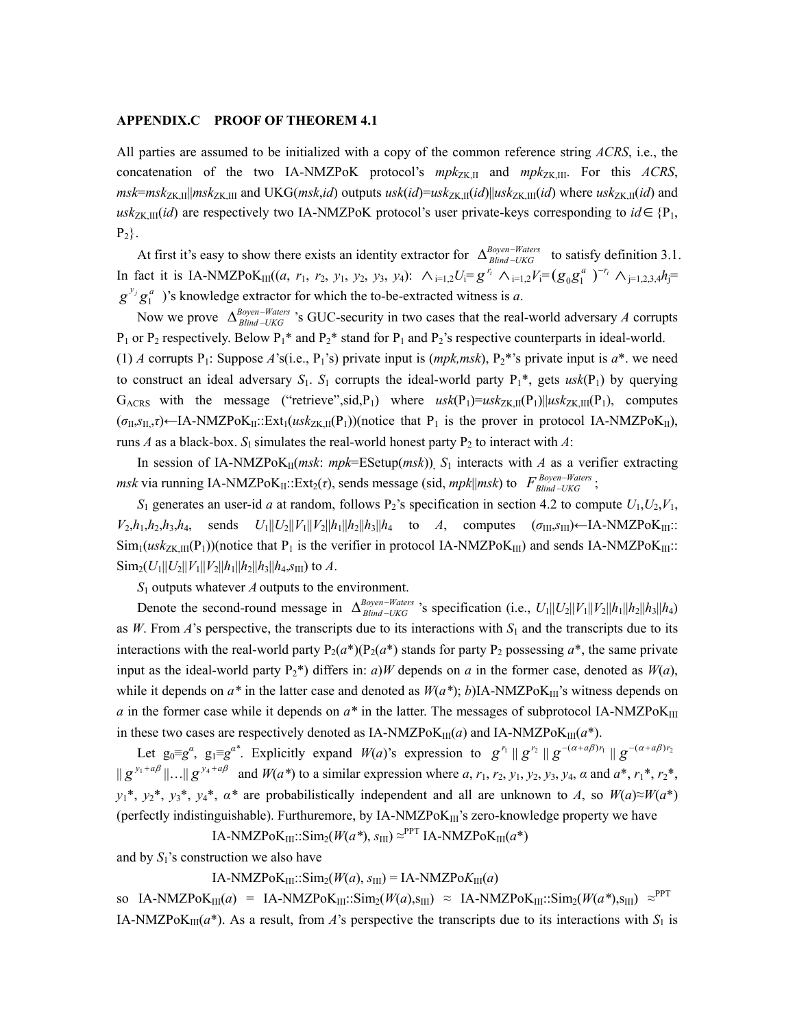## APPENDIX.C PROOF OF THEOREM 4.1

All parties are assumed to be initialized with a copy of the common reference string *ACRS*, i.e., the concatenation of the two IA-NMZPoK protocol's $mpk_{ZK,II}$ and $mpk_{ZK,III}$. For this *ACRS*, $msk$=$msk_{ZK,II}$||$msk_{ZK,III}$ and UKG($msk$,$id$) outputs $usk(id)$=$usk_{ZK,II}(id)$||$usk_{ZK,III}(id)$ where $usk_{ZK,II}(id)$ and $usk_{ZK,III}(id)$ are respectively two IA-NMZPoK protocol's user private-keys corresponding to $id\in\{P_1, P_2\}$.

At first it's easy to show there exists an identity extractor for $\Delta_{Blind-UKG}^{Boyen-Waters}$ to satisfy definition 3.1. In fact it is IA-NMZPoK$_{III}$(($a$, $r_1$, $r_2$, $y_1$, $y_2$, $y_3$, $y_4$): $\wedge_{i=1,2}U_i= g^{r_i}$ $\wedge_{i=1,2}V_i=(g_0g_1^{\;a})^{-r_i}$ $\wedge_{j=1,2,3,4}h_j=g^{y_j}g_1^{\;a}$ )'s knowledge extractor for which the to-be-extracted witness is $a$.

Now we prove $\Delta_{Blind-UKG}^{Boyen-Waters}$'s GUC-security in two cases that the real-world adversary $A$ corrupts $P_1$ or $P_2$ respectively. Below $P_1$* and $P_2$* stand for $P_1$ and $P_2$'s respective counterparts in ideal-world.

(1) $A$ corrupts $P_1$: Suppose $A$'s(i.e., $P_1$'s) private input is ($mpk$,$msk$), $P_2$*'s private input is $a$*. we need to construct an ideal adversary $S_1$. $S_1$ corrupts the ideal-world party $P_1$*, gets $usk(P_1)$ by querying $G_{ACRS}$ with the message ("retrieve",sid,$P_1$) where $usk(P_1)$=$usk_{ZK,II}(P_1)$||$usk_{ZK,III}(P_1)$, computes ($\sigma_{II}$,$s_{II}$,$\tau$)←IA-NMZPoK$_{II}$::Ext$_1$($usk_{ZK,II}(P_1)$)(notice that $P_1$ is the prover in protocol IA-NMZPoK$_{II}$), runs $A$ as a black-box. $S_1$ simulates the real-world honest party $P_2$ to interact with $A$:

In session of IA-NMZPoK$_{II}$($msk$: $mpk$=ESetup($msk$)), $S_1$ interacts with $A$ as a verifier extracting $msk$ via running IA-NMZPoK$_{II}$::Ext$_2$($\tau$), sends message (sid, $mpk$||$msk$) to $F_{Blind-UKG}^{Boyen-Waters}$;

$S_1$ generates an user-id $a$ at random, follows $P_2$'s specification in section 4.2 to compute $U_1$,$U_2$,$V_1$, $V_2$,$h_1$,$h_2$,$h_3$,$h_4$, sends $U_1$||$U_2$||$V_1$||$V_2$||$h_1$||$h_2$||$h_3$||$h_4$ to $A$, computes ($\sigma_{III}$,$s_{III}$)←IA-NMZPoK$_{III}$:: Sim$_1$($usk_{ZK,III}(P_1)$)(notice that $P_1$ is the verifier in protocol IA-NMZPoK$_{III}$) and sends IA-NMZPoK$_{III}$:: Sim$_2$($U_1$||$U_2$||$V_1$||$V_2$||$h_1$||$h_2$||$h_3$||$h_4$,$s_{III}$) to $A$.

$S_1$ outputs whatever $A$ outputs to the environment.

Denote the second-round message in $\Delta_{Blind-UKG}^{Boyen-Waters}$'s specification (i.e., $U_1$||$U_2$||$V_1$||$V_2$||$h_1$||$h_2$||$h_3$||$h_4$) as $W$. From $A$'s perspective, the transcripts due to its interactions with $S_1$ and the transcripts due to its interactions with the real-world party $P_2$($a$*)($P_2$($a$*) stands for party $P_2$ possessing $a$*, the same private input as the ideal-world party $P_2$*) differs in: *a*)$W$ depends on $a$ in the former case, denoted as $W(a)$, while it depends on $a$* in the latter case and denoted as $W(a^*)$; *b*)IA-NMZPoK$_{III}$'s witness depends on $a$ in the former case while it depends on $a$* in the latter. The messages of subprotocol IA-NMZPoK$_{III}$ in these two cases are respectively denoted as IA-NMZPoK$_{III}(a)$ and IA-NMZPoK$_{III}(a^*)$.

Let $g_0\equiv g^{\alpha}$, $g_1\equiv g^{\alpha^*}$. Explicitly expand $W(a)$'s expression to $g^{r_1} \,||\, g^{r_2} \,||\, g^{-(\alpha+a\beta)r_1} \,||\, g^{-(\alpha+a\beta)r_2}$ $||\, g^{y_1+a\beta} \,||\ldots||\, g^{y_4+a\beta}$ and $W(a^*)$ to a similar expression where $a$, $r_1$, $r_2$, $y_1$, $y_2$, $y_3$, $y_4$, $\alpha$ and $a$*, $r_1$*, $r_2$*, $y_1$*, $y_2$*, $y_3$*, $y_4$*, $\alpha$* are probabilistically independent and all are unknown to $A$, so $W(a)\approx W(a^*)$ (perfectly indistinguishable). Furthermore, by IA-NMZPoK$_{III}$'s zero-knowledge property we have

$$\text{IA-NMZPoK}_{III}\text{::Sim}_2(W(a^*), s_{III}) \approx^{PPT} \text{IA-NMZPoK}_{III}(a^*)$$

and by $S_1$'s construction we also have

$$\text{IA-NMZPoK}_{III}\text{::Sim}_2(W(a), s_{III}) = \text{IA-NMZPoK}_{III}(a)$$

so IA-NMZPoK$_{III}(a)$ = IA-NMZPoK$_{III}$::Sim$_2$($W(a)$,$s_{III}$) ≈ IA-NMZPoK$_{III}$::Sim$_2$($W(a^*)$,$s_{III}$) $\approx^{PPT}$ IA-NMZPoK$_{III}(a^*)$. As a result, from $A$'s perspective the transcripts due to its interactions with $S_1$ is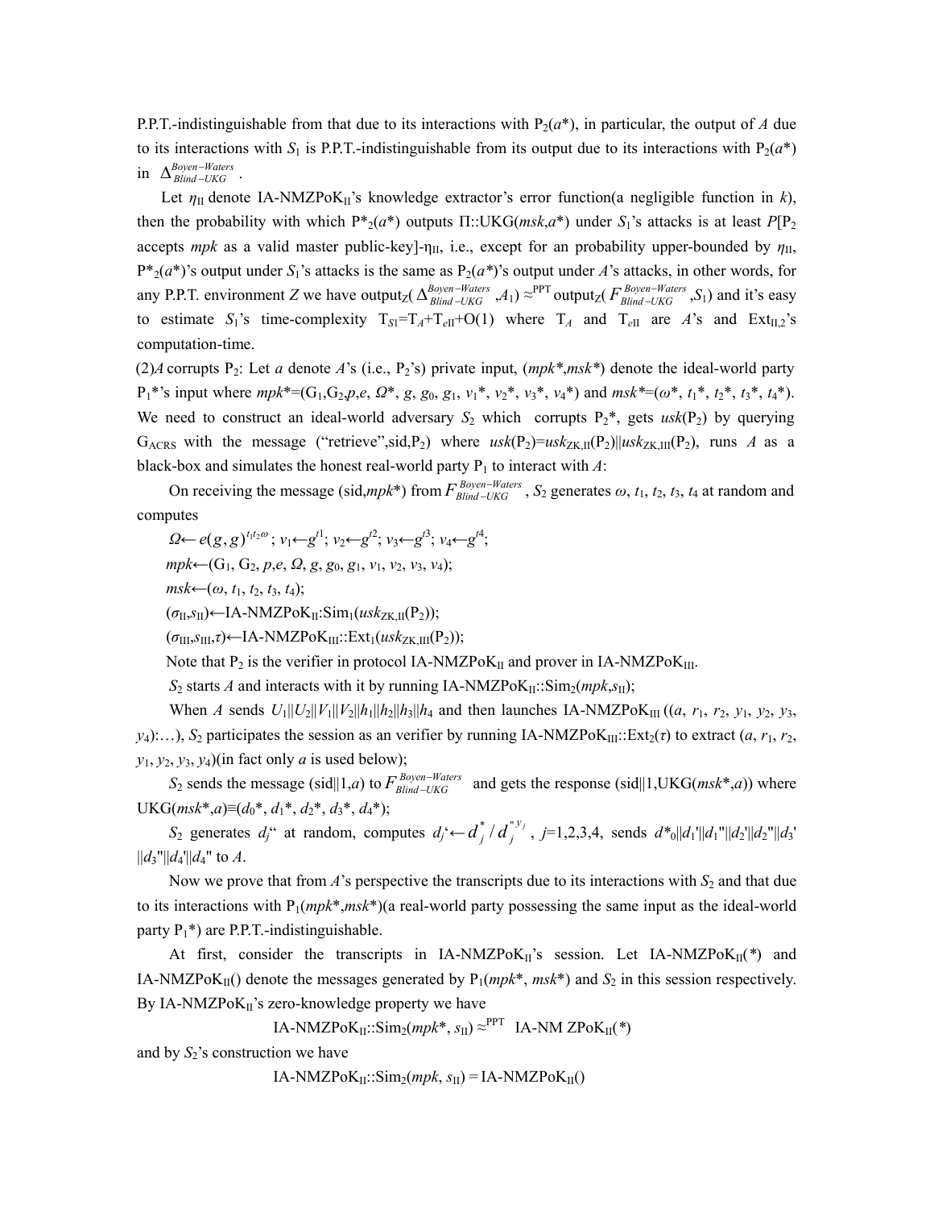P.P.T.-indistinguishable from that due to its interactions with $P_2(a^*)$, in particular, the output of $A$ due to its interactions with $S_1$ is P.P.T.-indistinguishable from its output due to its interactions with $P_2(a^*)$ in $\Delta^{Boyen-Waters}_{Blind-UKG}$.

Let $\eta_{II}$ denote IA-NMZPoK$_{II}$'s knowledge extractor's error function(a negligible function in $k$), then the probability with which $P^*_2(a^*)$ outputs $\Pi$::UKG($msk$,$a^*$) under $S_1$'s attacks is at least $P$[$P_2$ accepts $mpk$ as a valid master public-key]-$\eta_{II}$, i.e., except for an probability upper-bounded by $\eta_{II}$, $P^*_2(a^*)$'s output under $S_1$'s attacks is the same as $P_2(a^*)$'s output under $A$'s attacks, in other words, for any P.P.T. environment $Z$ we have output$_Z$($\Delta^{Boyen-Waters}_{Blind-UKG}$ ,$A_1$) $\approx^{PPT}$ output$_Z$($F^{Boyen-Waters}_{Blind-UKG}$ ,$S_1$) and it's easy to estimate $S_1$'s time-complexity $T_{S1}=T_A+T_{eII}+O(1)$ where $T_A$ and $T_{eII}$ are $A$'s and Ext$_{II,2}$'s computation-time.

(2)$A$ corrupts $P_2$: Let $a$ denote $A$'s (i.e., $P_2$'s) private input, ($mpk^*$,$msk^*$) denote the ideal-world party $P_1^*$'s input where $mpk^*$=($G_1$,$G_2$,$p$,$e$, $\Omega^*$, $g$, $g_0$, $g_1$, $v_1^*$, $v_2^*$, $v_3^*$, $v_4^*$) and $msk^*$=($\omega^*$, $t_1^*$, $t_2^*$, $t_3^*$, $t_4^*$). We need to construct an ideal-world adversary $S_2$ which corrupts $P_2^*$, gets $usk(P_2)$ by querying $G_{ACRS}$ with the message ("retrieve",sid,$P_2$) where $usk(P_2)=usk_{ZK,II}(P_2)||usk_{ZK,III}(P_2)$, runs $A$ as a black-box and simulates the honest real-world party $P_1$ to interact with $A$:

On receiving the message (sid,$mpk^*$) from $F^{Boyen-Waters}_{Blind-UKG}$, $S_2$ generates $\omega$, $t_1$, $t_2$, $t_3$, $t_4$ at random and computes

$\Omega \leftarrow e(g,g)^{t_1 t_2 \omega}$; $v_1 \leftarrow g^{t1}$; $v_2 \leftarrow g^{t2}$; $v_3 \leftarrow g^{t3}$; $v_4 \leftarrow g^{t4}$;

$mpk \leftarrow$($G_1$, $G_2$, $p$,$e$, $\Omega$, $g$, $g_0$, $g_1$, $v_1$, $v_2$, $v_3$, $v_4$);

$msk \leftarrow$($\omega$, $t_1$, $t_2$, $t_3$, $t_4$);

($\sigma_{II}$,$s_{II}$)$\leftarrow$IA-NMZPoK$_{II}$:Sim$_1$($usk_{ZK,II}(P_2)$);

($\sigma_{III}$,$s_{III}$,$\tau$)$\leftarrow$IA-NMZPoK$_{III}$::Ext$_1$($usk_{ZK,III}(P_2)$);

Note that $P_2$ is the verifier in protocol IA-NMZPoK$_{II}$ and prover in IA-NMZPoK$_{III}$.

$S_2$ starts $A$ and interacts with it by running IA-NMZPoK$_{II}$::Sim$_2$($mpk$,$s_{II}$);

When $A$ sends $U_1||U_2||V_1||V_2||h_1||h_2||h_3||h_4$ and then launches IA-NMZPoK$_{III}$ (($a$, $r_1$, $r_2$, $y_1$, $y_2$, $y_3$, $y_4$):…), $S_2$ participates the session as an verifier by running IA-NMZPoK$_{III}$::Ext$_2$($\tau$) to extract ($a$, $r_1$, $r_2$, $y_1$, $y_2$, $y_3$, $y_4$)(in fact only $a$ is used below);

$S_2$ sends the message (sid||1,$a$) to $F^{Boyen-Waters}_{Blind-UKG}$ and gets the response (sid||1,UKG($msk^*$,$a$)) where UKG($msk^*$,$a$)≡($d_0^*$, $d_1^*$, $d_2^*$, $d_3^*$, $d_4^*$);

$S_2$ generates $d_j$" at random, computes $d_j' \leftarrow d_j^* / d_j''^{\,y_j}$ , $j$=1,2,3,4, sends $d^*_0||d_1'||d_1''||d_2'||d_2''||d_3'||d_3''||d_4'||d_4''$ to $A$.

Now we prove that from $A$'s perspective the transcripts due to its interactions with $S_2$ and that due to its interactions with $P_1$($mpk^*$,$msk^*$)(a real-world party possessing the same input as the ideal-world party $P_1^*$) are P.P.T.-indistinguishable.

At first, consider the transcripts in IA-NMZPoK$_{II}$'s session. Let IA-NMZPoK$_{II}$(*) and IA-NMZPoK$_{II}$() denote the messages generated by $P_1$($mpk^*$, $msk^*$) and $S_2$ in this session respectively. By IA-NMZPoK$_{II}$'s zero-knowledge property we have

$$\text{IA-NMZPoK}_{II}\text{::Sim}_2(mpk^*, s_{II}) \approx^{PPT} \text{IA-NM ZPoK}_{II}(*)$$

and by $S_2$'s construction we have

$$\text{IA-NMZPoK}_{II}\text{::Sim}_2(mpk, s_{II}) = \text{IA-NMZPoK}_{II}()$$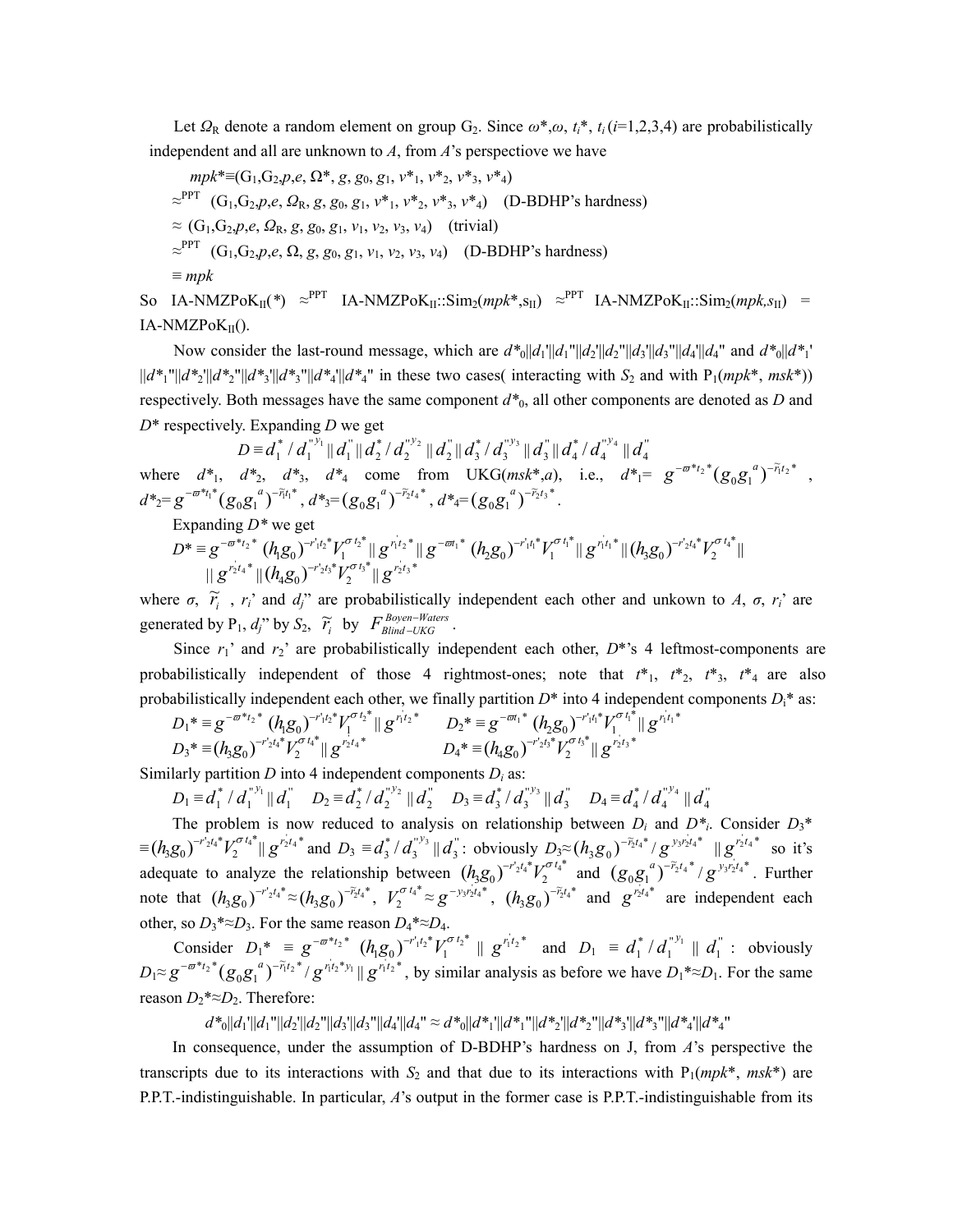Let $\Omega_R$ denote a random element on group $G_2$. Since $\omega^*,\omega$, $t_i^*$, $t_i$ ($i$=1,2,3,4) are probabilistically independent and all are unknown to $A$, from $A$'s perspectiove we have

$mpk^* \equiv (G_1, G_2, p, e, \Omega^*, g, g_0, g_1, v^*_1, v^*_2, v^*_3, v^*_4)$

$\approx^{PPT}$ $(G_1, G_2, p, e, \Omega_R, g, g_0, g_1, v^*_1, v^*_2, v^*_3, v^*_4)$ (D-BDHP's hardness)

$\approx$ $(G_1, G_2, p, e, \Omega_R, g, g_0, g_1, v_1, v_2, v_3, v_4)$ (trivial)

$\approx^{PPT}$ $(G_1, G_2, p, e, \Omega, g, g_0, g_1, v_1, v_2, v_3, v_4)$ (D-BDHP's hardness)

$\equiv mpk$

So IA-NMZPoK$_{II}$(*) $\approx^{PPT}$ IA-NMZPoK$_{II}$::Sim$_2$($mpk^*$,s$_{II}$) $\approx^{PPT}$ IA-NMZPoK$_{II}$::Sim$_2$($mpk$,$s_{II}$) = IA-NMZPoK$_{II}$().

Now consider the last-round message, which are $d^*_0||d_1'||d_1''||d_2'||d_2''||d_3'||d_3''||d_4'||d_4''$ and $d^*_0||d^*_1'||d^*_1''||d^*_2'||d^*_2''||d^*_3'||d^*_3''||d^*_4'||d^*_4''$ in these two cases( interacting with $S_2$ and with P$_1$($mpk^*$, $msk^*$)) respectively. Both messages have the same component $d^*_0$, all other components are denoted as $D$ and $D^*$ respectively. Expanding $D$ we get

$$D \equiv d_1^* / d_1''^{y_1} \,||\, d_1'' \,||\, d_2^* / d_2''^{y_2} \,||\, d_2'' \,||\, d_3^* / d_3''^{y_3} \,||\, d_3'' \,||\, d_4^* / d_4''^{y_4} \,||\, d_4''$$

where $d^*_1$, $d^*_2$, $d^*_3$, $d^*_4$ come from UKG($msk^*$,$a$), i.e., $d^*_1= g^{-\varpi^* t_2^*}(g_0 g_1^{\,a})^{-\tilde{r}_1 t_2^*}$, $d^*_2= g^{-\varpi^* t_1^*}(g_0 g_1^{\,a})^{-\tilde{r}_1 t_1^*}$, $d^*_3=(g_0 g_1^{\,a})^{-\tilde{r}_2 t_4^*}$, $d^*_4=(g_0 g_1^{\,a})^{-\tilde{r}_2 t_3^*}$.

Expanding $D^*$ we get

$$D^* \equiv g^{-\varpi^* t_2^*}\,(h_1 g_0)^{-r'_1 t_2^*} V_1^{\sigma t_2^*} \,||\, g^{r'_1 t_2^*} \,||\, g^{-\varpi t_1^*}\,(h_2 g_0)^{-r'_1 t_1^*} V_1^{\sigma t_1^*} \,||\, g^{r'_1 t_1^*} \,||\, (h_3 g_0)^{-r'_2 t_4^*} V_2^{\sigma t_4^*} \,||$$
$$||\, g^{r'_2 t_4^*} \,||\, (h_4 g_0)^{-r'_2 t_3^*} V_2^{\sigma t_3^*} \,||\, g^{r'_2 t_3^*}$$

where $\sigma$, $\tilde{r}_i$, $r_i$' and $d_j$'' are probabilistically independent each other and unkown to $A$, $\sigma$, $r_i$' are generated by P$_1$, $d_j$'' by $S_2$, $\tilde{r}_i$ by $F^{Boyen-Waters}_{Blind-UKG}$.

Since $r_1$' and $r_2$' are probabilistically independent each other, $D^*$'s 4 leftmost-components are probabilistically independent of those 4 rightmost-ones; note that $t^*_1$, $t^*_2$, $t^*_3$, $t^*_4$ are also probabilistically independent each other, we finally partition $D^*$ into 4 independent components $D_i^*$ as:

$D_1^* \equiv g^{-\varpi^* t_2^*}\,(h_1 g_0)^{-r'_1 t_2^*} V_1^{\sigma t_2^*} \,||\, g^{r'_1 t_2^*}$ $\quad$ $D_2^* \equiv g^{-\varpi t_1^*}\,(h_2 g_0)^{-r'_1 t_1^*} V_1^{\sigma t_1^*} \,||\, g^{r'_1 t_1^*}$

$D_3^* \equiv (h_3 g_0)^{-r'_2 t_4^*} V_2^{\sigma t_4^*} \,||\, g^{r'_2 t_4^*}$ $\quad$ $D_4^* \equiv (h_4 g_0)^{-r'_2 t_3^*} V_2^{\sigma t_3^*} \,||\, g^{r'_2 t_3^*}$

Similarly partition $D$ into 4 independent components $D_i$ as:

$D_1 \equiv d_1^* / d_1''^{y_1} \,||\, d_1''$ $\quad$ $D_2 \equiv d_2^* / d_2''^{y_2} \,||\, d_2''$ $\quad$ $D_3 \equiv d_3^* / d_3''^{y_3} \,||\, d_3''$ $\quad$ $D_4 \equiv d_4^* / d_4''^{y_4} \,||\, d_4''$

The problem is now reduced to analysis on relationship between $D_i$ and $D^*_i$. Consider $D_3^* \equiv (h_3 g_0)^{-r'_2 t_4^*} V_2^{\sigma t_4^*} \,||\, g^{r'_2 t_4^*}$ and $D_3 \equiv d_3^* / d_3''^{y_3} \,||\, d_3''$: obviously $D_3 \approx (h_3 g_0)^{-\tilde{r}_2 t_4^*} / g^{y_3 r'_2 t_4^*} \,||\, g^{r'_2 t_4^*}$ so it's adequate to analyze the relationship between $(h_3 g_0)^{-r'_2 t_4^*} V_2^{\sigma t_4^*}$ and $(g_0 g_1^{\,a})^{-\tilde{r}_2 t_4^*} / g^{y_3 r'_2 t_4^*}$. Further note that $(h_3 g_0)^{-r'_2 t_4^*} \approx (h_3 g_0)^{-\tilde{r}_2 t_4^*}$, $V_2^{\sigma t_4^*} \approx g^{-y_3 r'_2 t_4^*}$, $(h_3 g_0)^{-\tilde{r}_2 t_4^*}$ and $g^{r'_2 t_4^*}$ are independent each other, so $D_3^* \approx D_3$. For the same reason $D_4^* \approx D_4$.

Consider $D_1^* \equiv g^{-\varpi^* t_2^*}\,(h_1 g_0)^{-r'_1 t_2^*} V_1^{\sigma t_2^*} \,||\, g^{r'_1 t_2^*}$ and $D_1 \equiv d_1^* / d_1''^{y_1} \,||\, d_1''$: obviously $D_1 \approx g^{-\varpi^* t_2^*}(g_0 g_1^{\,a})^{-\tilde{r}_1 t_2^*} / g^{r'_1 t_2^* y_1} \,||\, g^{r'_1 t_2^*}$, by similar analysis as before we have $D_1^* \approx D_1$. For the same reason $D_2^* \approx D_2$. Therefore:

$$d^*_0||d_1'||d_1''||d_2'||d_2''||d_3'||d_3''||d_4'||d_4'' \approx d^*_0||d^*_1'||d^*_1''||d^*_2'||d^*_2''||d^*_3'||d^*_3''||d^*_4'||d^*_4''$$

In consequence, under the assumption of D-BDHP's hardness on J, from $A$'s perspective the transcripts due to its interactions with $S_2$ and that due to its interactions with P$_1$($mpk^*$, $msk^*$) are P.P.T.-indistinguishable. In particular, $A$'s output in the former case is P.P.T.-indistinguishable from its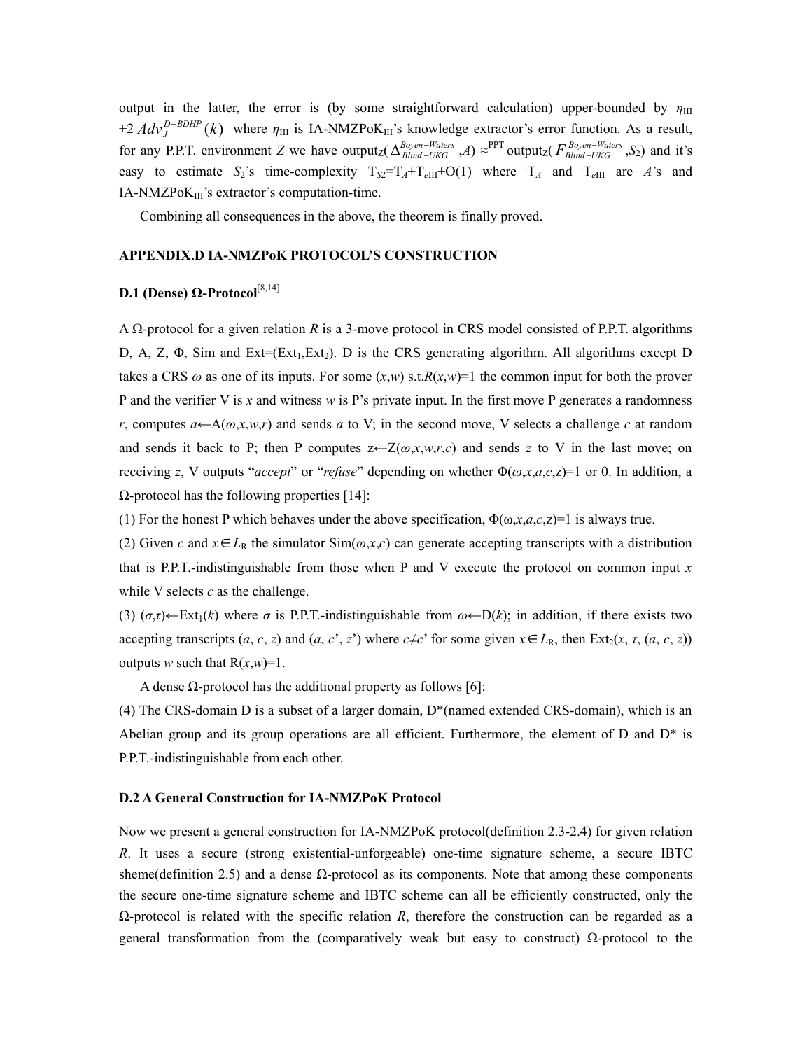output in the latter, the error is (by some straightforward calculation) upper-bounded by $\eta_{III}$ +2 $Adv_J^{D-BDHP}(k)$ where $\eta_{III}$ is IA-NMZPoK$_{III}$'s knowledge extractor's error function. As a result, for any P.P.T. environment $Z$ we have output$_Z$($\Delta_{Blind-UKG}^{Boyen-Waters}$,$A$) $\approx^{PPT}$ output$_Z$($F_{Blind-UKG}^{Boyen-Waters}$,$S_2$) and it's easy to estimate $S_2$'s time-complexity $T_{S2}=T_A+T_{eIII}+O(1)$ where $T_A$ and $T_{eIII}$ are $A$'s and IA-NMZPoK$_{III}$'s extractor's computation-time.

Combining all consequences in the above, the theorem is finally proved.

## APPENDIX.D IA-NMZPoK PROTOCOL'S CONSTRUCTION

### D.1 (Dense) Ω-Protocol[8,14]

A Ω-protocol for a given relation $R$ is a 3-move protocol in CRS model consisted of P.P.T. algorithms D, A, Z, Φ, Sim and Ext=(Ext$_1$,Ext$_2$). D is the CRS generating algorithm. All algorithms except D takes a CRS $\omega$ as one of its inputs. For some $(x,w)$ s.t.$R(x,w)=1$ the common input for both the prover P and the verifier V is $x$ and witness $w$ is P's private input. In the first move P generates a randomness $r$, computes $a\leftarrow$A($\omega,x,w,r$) and sends $a$ to V; in the second move, V selects a challenge $c$ at random and sends it back to P; then P computes z←Z($\omega,x,w,r,c$) and sends $z$ to V in the last move; on receiving $z$, V outputs "*accept*" or "*refuse*" depending on whether Φ($\omega,x,a,c$,z)=1 or 0. In addition, a Ω-protocol has the following properties [14]:

(1) For the honest P which behaves under the above specification, Φ(ω,$x$,$a$,$c$,z)=1 is always true.

(2) Given $c$ and $x\in L_R$ the simulator Sim($\omega,x,c$) can generate accepting transcripts with a distribution that is P.P.T.-indistinguishable from those when P and V execute the protocol on common input $x$ while V selects $c$ as the challenge.

(3) $(\sigma,\tau)\leftarrow$Ext$_1$($k$) where $\sigma$ is P.P.T.-indistinguishable from $\omega\leftarrow$D($k$); in addition, if there exists two accepting transcripts ($a$, $c$, $z$) and ($a$, $c$', $z$') where $c\neq c$' for some given $x\in L_R$, then Ext$_2$($x$, $\tau$, ($a$, $c$, $z$)) outputs $w$ such that R($x$,$w$)=1.

A dense Ω-protocol has the additional property as follows [6]:

(4) The CRS-domain D is a subset of a larger domain, D*(named extended CRS-domain), which is an Abelian group and its group operations are all efficient. Furthermore, the element of D and D* is P.P.T.-indistinguishable from each other.

### D.2 A General Construction for IA-NMZPoK Protocol

Now we present a general construction for IA-NMZPoK protocol(definition 2.3-2.4) for given relation $R$. It uses a secure (strong existential-unforgeable) one-time signature scheme, a secure IBTC sheme(definition 2.5) and a dense Ω-protocol as its components. Note that among these components the secure one-time signature scheme and IBTC scheme can all be efficiently constructed, only the Ω-protocol is related with the specific relation $R$, therefore the construction can be regarded as a general transformation from the (comparatively weak but easy to construct) Ω-protocol to the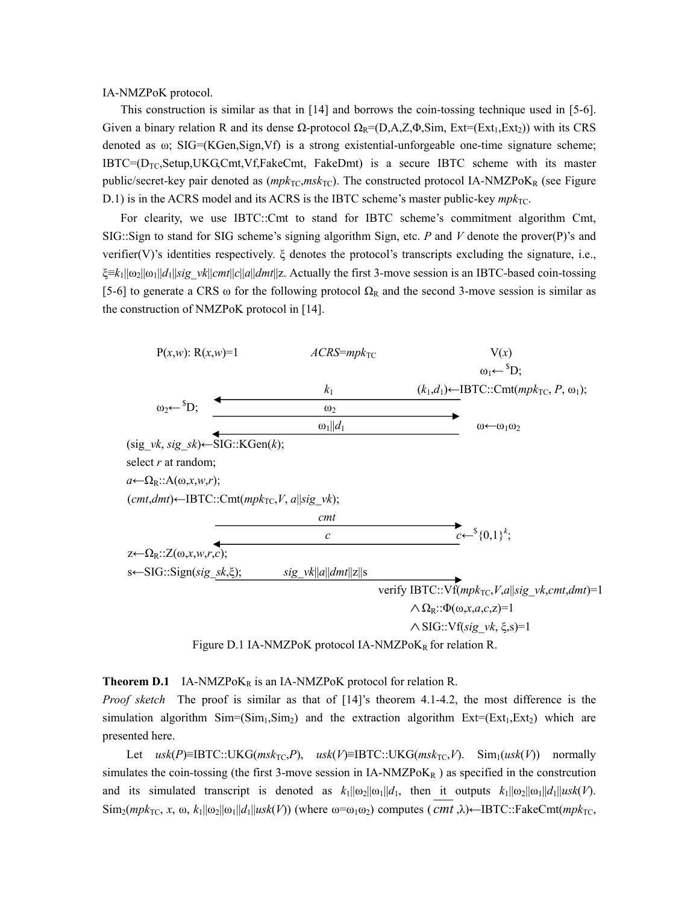IA-NMZPoK protocol.

This construction is similar as that in [14] and borrows the coin-tossing technique used in [5-6]. Given a binary relation R and its dense Ω-protocol $\Omega_R$=(D,A,Z,Φ,Sim, Ext=($Ext_1$,$Ext_2$)) with its CRS denoted as ω; SIG=(KGen,Sign,Vf) is a strong existential-unforgeable one-time signature scheme; IBTC=($D_{TC}$,Setup,UKG,Cmt,Vf,FakeCmt, FakeDmt) is a secure IBTC scheme with its master public/secret-key pair denoted as ($mpk_{TC}$,$msk_{TC}$). The constructed protocol IA-NMZPoK$_R$ (see Figure D.1) is in the ACRS model and its ACRS is the IBTC scheme's master public-key $mpk_{TC}$.

For clearity, we use IBTC::Cmt to stand for IBTC scheme's commitment algorithm Cmt, SIG::Sign to stand for SIG scheme's signing algorithm Sign, etc. *P* and *V* denote the prover(P)'s and verifier(V)'s identities respectively. ξ denotes the protocol's transcripts excluding the signature, i.e., $\xi \equiv k_1||\omega_2||\omega_1||d_1||sig\_vk||cmt||c||a||dmt||z$. Actually the first 3-move session is an IBTC-based coin-tossing [5-6] to generate a CRS ω for the following protocol $\Omega_R$ and the second 3-move session is similar as the construction of NMZPoK protocol in [14].

P($x$,$w$): R($x$,$w$)=1 &nbsp;&nbsp;&nbsp;&nbsp; $ACRS$=$mpk_{TC}$ &nbsp;&nbsp;&nbsp;&nbsp; V($x$)

V: $\omega_1 \leftarrow^{\$} D$; $(k_1,d_1) \leftarrow$ IBTC::Cmt($mpk_{TC}$, $P$, $\omega_1$);

V → P: $k_1$

P: $\omega_2 \leftarrow^{\$} D$;

P → V: $\omega_2$

V → P: $\omega_1||d_1$ &nbsp;&nbsp;&nbsp;&nbsp; V: $\omega \leftarrow \omega_1\omega_2$

P: ($sig\_vk$, $sig\_sk$)←SIG::KGen($k$);

select $r$ at random;

$a \leftarrow \Omega_R$::A(ω,$x$,$w$,$r$);

($cmt$,$dmt$)←IBTC::Cmt($mpk_{TC}$,$V$, $a||sig\_vk$);

P → V: $cmt$

V: $c \leftarrow^{\$} \{0,1\}^k$;

V → P: $c$

P: $z \leftarrow \Omega_R$::Z(ω,$x$,$w$,$r$,$c$);

s←SIG::Sign($sig\_sk$,ξ);

P → V: $sig\_vk||a||dmt||z||s$

V: verify IBTC::Vf($mpk_{TC}$,$V$,$a||sig\_vk$,$cmt$,$dmt$)=1 ∧ $\Omega_R$::Φ(ω,$x$,$a$,$c$,z)=1 ∧ SIG::Vf($sig\_vk$, ξ,s)=1

Figure D.1 IA-NMZPoK protocol IA-NMZPoK$_R$ for relation R.

**Theorem D.1** IA-NMZPoK$_R$ is an IA-NMZPoK protocol for relation R.

*Proof sketch* The proof is similar as that of [14]'s theorem 4.1-4.2, the most difference is the simulation algorithm Sim=($Sim_1$,$Sim_2$) and the extraction algorithm Ext=($Ext_1$,$Ext_2$) which are presented here.

Let $usk(P)$≡IBTC::UKG($msk_{TC}$,$P$), $usk(V)$≡IBTC::UKG($msk_{TC}$,$V$). $Sim_1$($usk(V)$) normally simulates the coin-tossing (the first 3-move session in IA-NMZPoK$_R$ ) as specified in the constrcution and its simulated transcript is denoted as $k_1||\omega_2||\omega_1||d_1$, then it outputs $k_1||\omega_2||\omega_1||d_1||usk(V)$. $Sim_2$($mpk_{TC}$, $x$, ω, $k_1||\omega_2||\omega_1||d_1||usk(V)$) (where $\omega=\omega_1\omega_2$) computes ($\overline{cmt}$,λ)←IBTC::FakeCmt($mpk_{TC}$,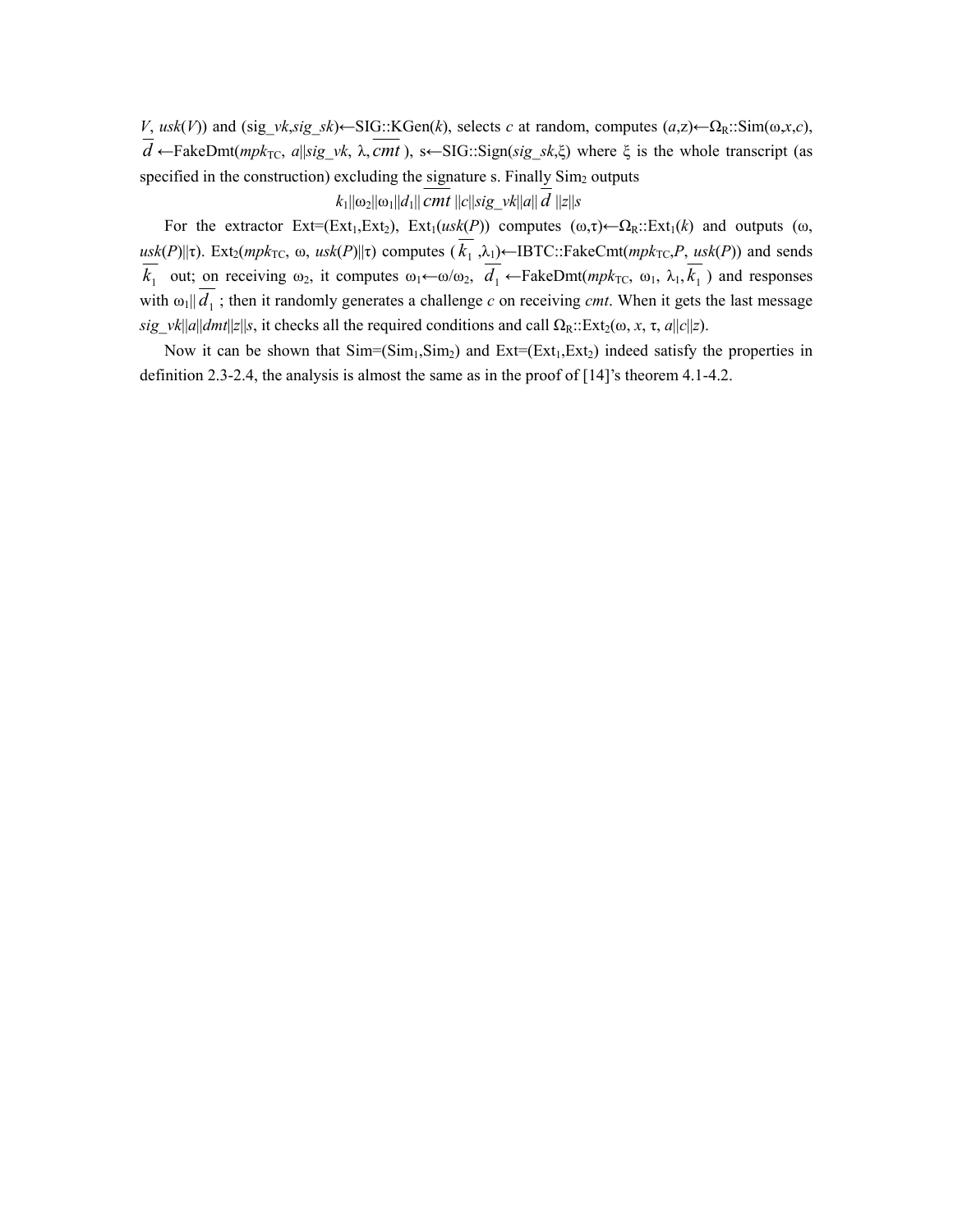$V$, $usk(V)$) and $(sig\_vk, sig\_sk) \leftarrow$SIG::KGen($k$), selects $c$ at random, computes $(a,z) \leftarrow \Omega_R$::Sim$(\omega, x, c)$, $\overline{d} \leftarrow$FakeDmt($mpk_{TC}$, $a||sig\_vk$, $\lambda$, $\overline{cmt}$), s$\leftarrow$SIG::Sign($sig\_sk$,$\xi$) where $\xi$ is the whole transcript (as specified in the construction) excluding the signature s. Finally $\text{Sim}_2$ outputs

$$k_1||\omega_2||\omega_1||d_1||\overline{cmt}||c||sig\_vk||a||\overline{d}||z||s$$

For the extractor Ext=($\text{Ext}_1$,$\text{Ext}_2$), $\text{Ext}_1$($usk(P)$) computes $(\omega,\tau) \leftarrow \Omega_R$::$\text{Ext}_1(k)$ and outputs ($\omega$, $usk(P)||\tau$). $\text{Ext}_2$($mpk_{TC}$, $\omega$, $usk(P)||\tau$) computes $(\overline{k_1}, \lambda_1) \leftarrow$IBTC::FakeCmt($mpk_{TC}$,$P$, $usk(P)$) and sends $\overline{k_1}$ out; on receiving $\omega_2$, it computes $\omega_1 \leftarrow \omega/\omega_2$, $\overline{d_1} \leftarrow$FakeDmt($mpk_{TC}$, $\omega_1$, $\lambda_1$, $\overline{k_1}$) and responses with $\omega_1||\overline{d_1}$; then it randomly generates a challenge $c$ on receiving $cmt$. When it gets the last message $sig\_vk||a||dmt||z||s$, it checks all the required conditions and call $\Omega_R$::$\text{Ext}_2$($\omega$, $x$, $\tau$, $a||c||z$).

Now it can be shown that Sim=($\text{Sim}_1$,$\text{Sim}_2$) and Ext=($\text{Ext}_1$,$\text{Ext}_2$) indeed satisfy the properties in definition 2.3-2.4, the analysis is almost the same as in the proof of [14]'s theorem 4.1-4.2.